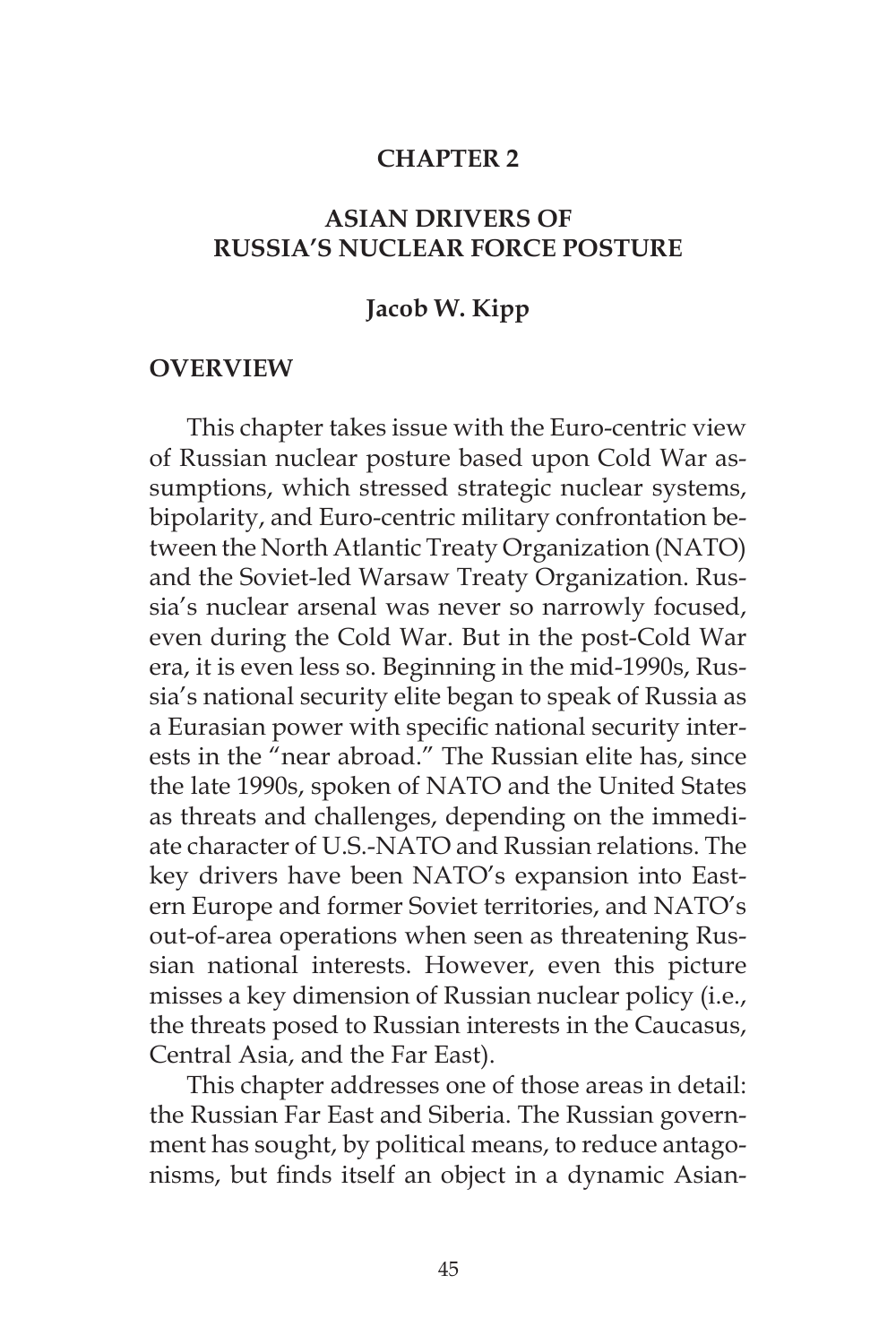# CHAPTER 2

## ASIAN DRIVERS OF RUSSIA'S NUCLEAR FORCE POSTURE

**Jacob W. Kipp**

### OVERVIEW

This chapter takes issue with the Euro-centric view of Russian nuclear posture based upon Cold War assumptions, which stressed strategic nuclear systems, bipolarity, and Euro-centric military confrontation between the North Atlantic Treaty Organization (NATO) and the Soviet-led Warsaw Treaty Organization. Russia's nuclear arsenal was never so narrowly focused, even during the Cold War. But in the post-Cold War era, it is even less so. Beginning in the mid-1990s, Russia's national security elite began to speak of Russia as a Eurasian power with specific national security interests in the "near abroad." The Russian elite has, since the late 1990s, spoken of NATO and the United States as threats and challenges, depending on the immediate character of U.S.-NATO and Russian relations. The key drivers have been NATO's expansion into Eastern Europe and former Soviet territories, and NATO's out-of-area operations when seen as threatening Russian national interests. However, even this picture misses a key dimension of Russian nuclear policy (i.e., the threats posed to Russian interests in the Caucasus, Central Asia, and the Far East).

This chapter addresses one of those areas in detail: the Russian Far East and Siberia. The Russian government has sought, by political means, to reduce antagonisms, but finds itself an object in a dynamic Asian-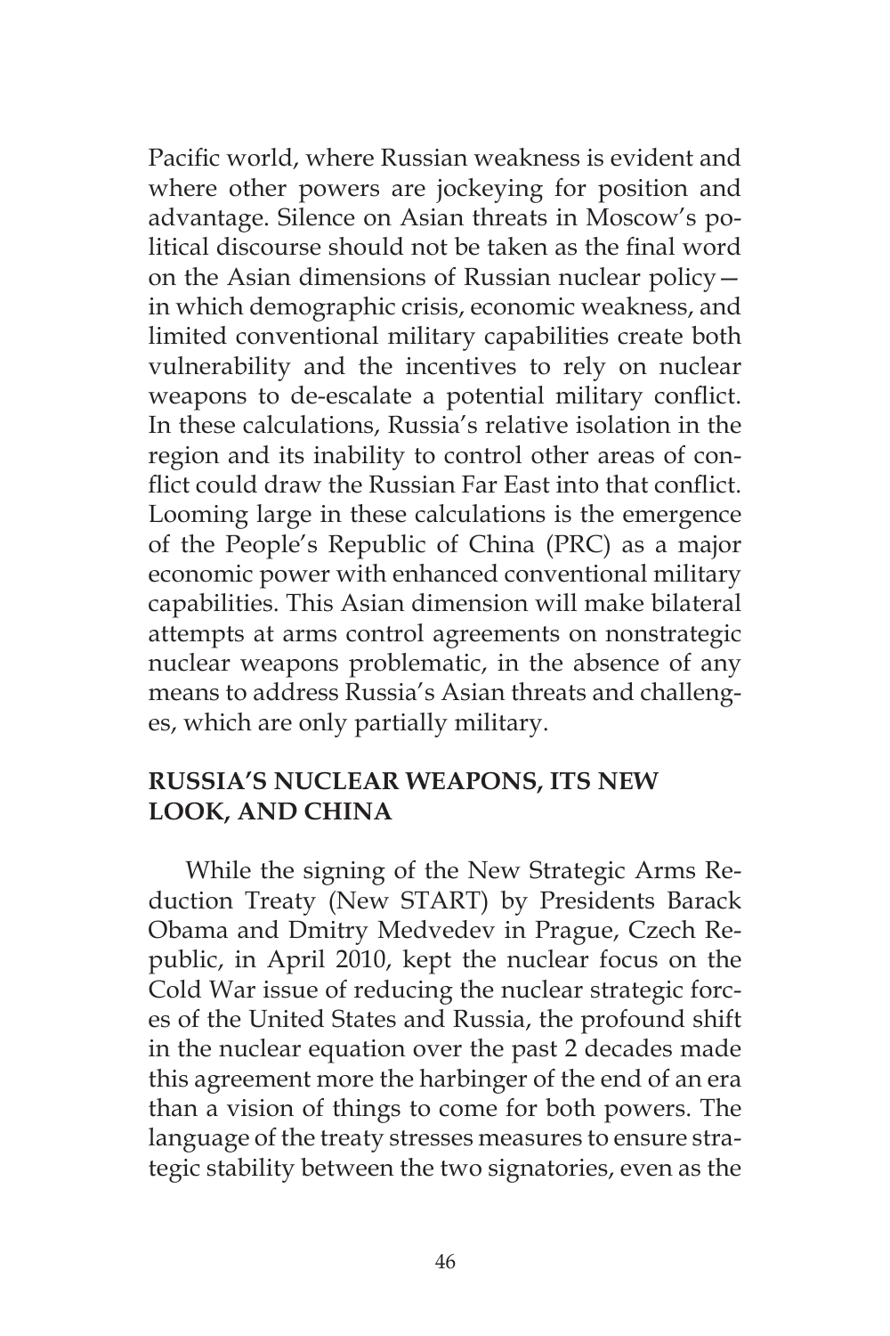Pacific world, where Russian weakness is evident and where other powers are jockeying for position and advantage. Silence on Asian threats in Moscow's political discourse should not be taken as the final word on the Asian dimensions of Russian nuclear policy—in which demographic crisis, economic weakness, and limited conventional military capabilities create both vulnerability and the incentives to rely on nuclear weapons to de-escalate a potential military conflict. In these calculations, Russia's relative isolation in the region and its inability to control other areas of conflict could draw the Russian Far East into that conflict. Looming large in these calculations is the emergence of the People's Republic of China (PRC) as a major economic power with enhanced conventional military capabilities. This Asian dimension will make bilateral attempts at arms control agreements on nonstrategic nuclear weapons problematic, in the absence of any means to address Russia's Asian threats and challenges, which are only partially military.

## RUSSIA'S NUCLEAR WEAPONS, ITS NEW LOOK, AND CHINA

While the signing of the New Strategic Arms Reduction Treaty (New START) by Presidents Barack Obama and Dmitry Medvedev in Prague, Czech Republic, in April 2010, kept the nuclear focus on the Cold War issue of reducing the nuclear strategic forces of the United States and Russia, the profound shift in the nuclear equation over the past 2 decades made this agreement more the harbinger of the end of an era than a vision of things to come for both powers. The language of the treaty stresses measures to ensure strategic stability between the two signatories, even as the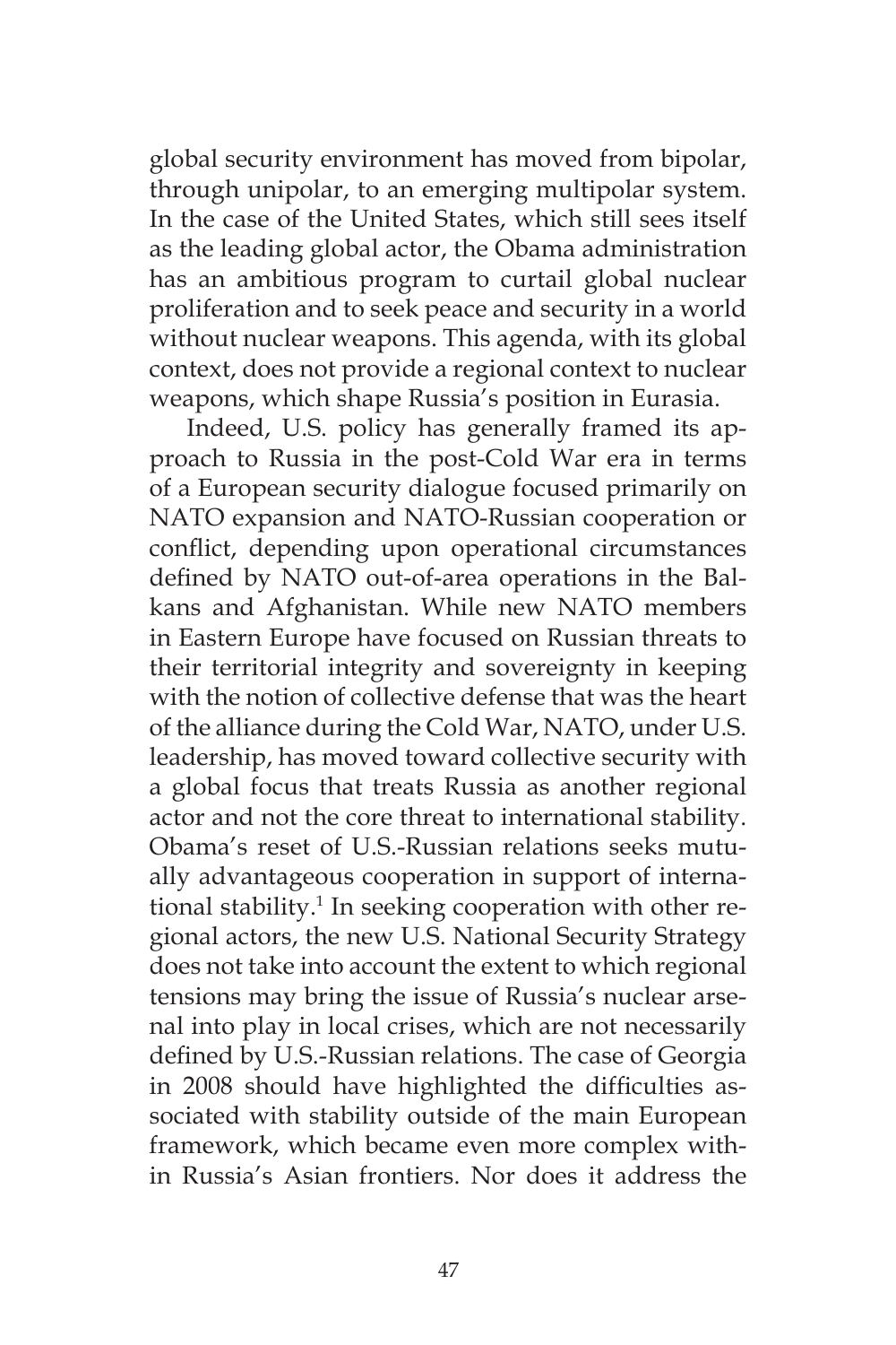global security environment has moved from bipolar, through unipolar, to an emerging multipolar system. In the case of the United States, which still sees itself as the leading global actor, the Obama administration has an ambitious program to curtail global nuclear proliferation and to seek peace and security in a world without nuclear weapons. This agenda, with its global context, does not provide a regional context to nuclear weapons, which shape Russia's position in Eurasia.

Indeed, U.S. policy has generally framed its approach to Russia in the post-Cold War era in terms of a European security dialogue focused primarily on NATO expansion and NATO-Russian cooperation or conflict, depending upon operational circumstances defined by NATO out-of-area operations in the Balkans and Afghanistan. While new NATO members in Eastern Europe have focused on Russian threats to their territorial integrity and sovereignty in keeping with the notion of collective defense that was the heart of the alliance during the Cold War, NATO, under U.S. leadership, has moved toward collective security with a global focus that treats Russia as another regional actor and not the core threat to international stability. Obama's reset of U.S.-Russian relations seeks mutually advantageous cooperation in support of international stability.[1] In seeking cooperation with other regional actors, the new U.S. National Security Strategy does not take into account the extent to which regional tensions may bring the issue of Russia's nuclear arsenal into play in local crises, which are not necessarily defined by U.S.-Russian relations. The case of Georgia in 2008 should have highlighted the difficulties associated with stability outside of the main European framework, which became even more complex within Russia's Asian frontiers. Nor does it address the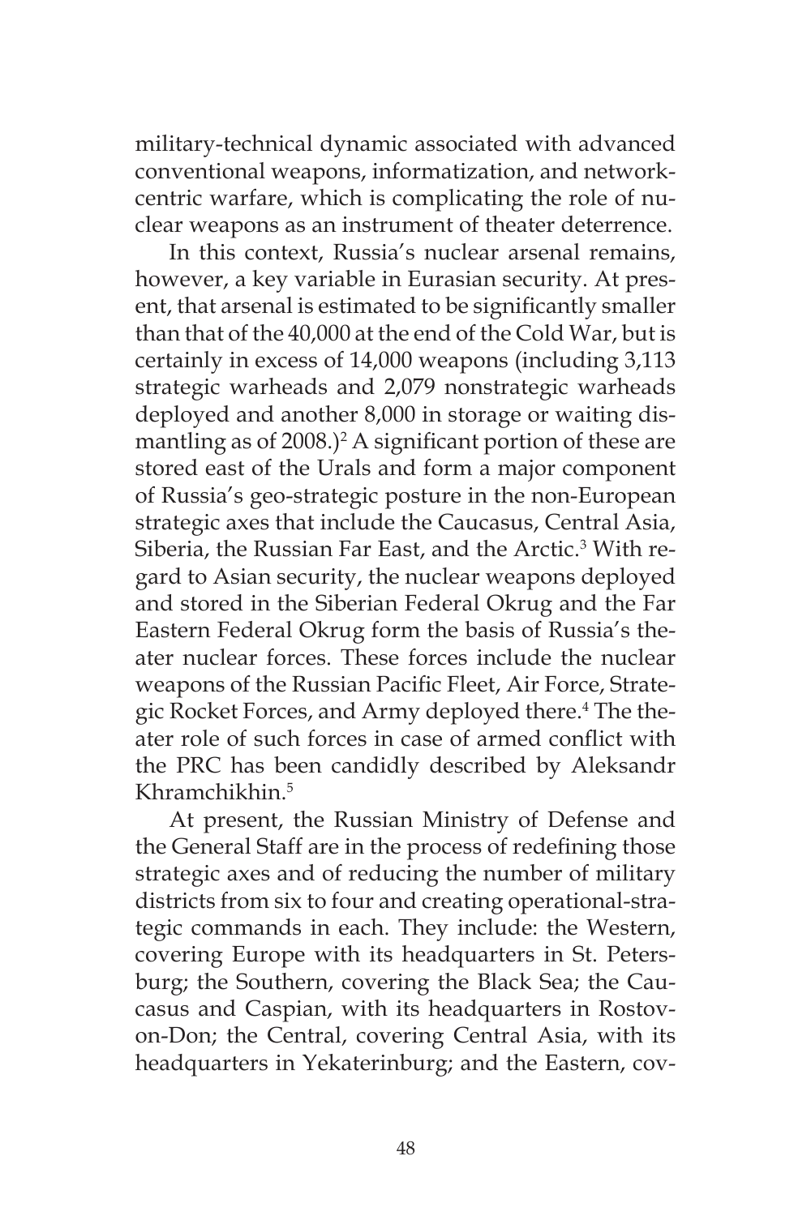military-technical dynamic associated with advanced conventional weapons, informatization, and network-centric warfare, which is complicating the role of nuclear weapons as an instrument of theater deterrence.

In this context, Russia's nuclear arsenal remains, however, a key variable in Eurasian security. At present, that arsenal is estimated to be significantly smaller than that of the 40,000 at the end of the Cold War, but is certainly in excess of 14,000 weapons (including 3,113 strategic warheads and 2,079 nonstrategic warheads deployed and another 8,000 in storage or waiting dismantling as of 2008.)[2] A significant portion of these are stored east of the Urals and form a major component of Russia's geo-strategic posture in the non-European strategic axes that include the Caucasus, Central Asia, Siberia, the Russian Far East, and the Arctic.[3] With regard to Asian security, the nuclear weapons deployed and stored in the Siberian Federal Okrug and the Far Eastern Federal Okrug form the basis of Russia's theater nuclear forces. These forces include the nuclear weapons of the Russian Pacific Fleet, Air Force, Strategic Rocket Forces, and Army deployed there.[4] The theater role of such forces in case of armed conflict with the PRC has been candidly described by Aleksandr Khramchikhin.[5]

At present, the Russian Ministry of Defense and the General Staff are in the process of redefining those strategic axes and of reducing the number of military districts from six to four and creating operational-strategic commands in each. They include: the Western, covering Europe with its headquarters in St. Petersburg; the Southern, covering the Black Sea; the Caucasus and Caspian, with its headquarters in Rostov-on-Don; the Central, covering Central Asia, with its headquarters in Yekaterinburg; and the Eastern, cov-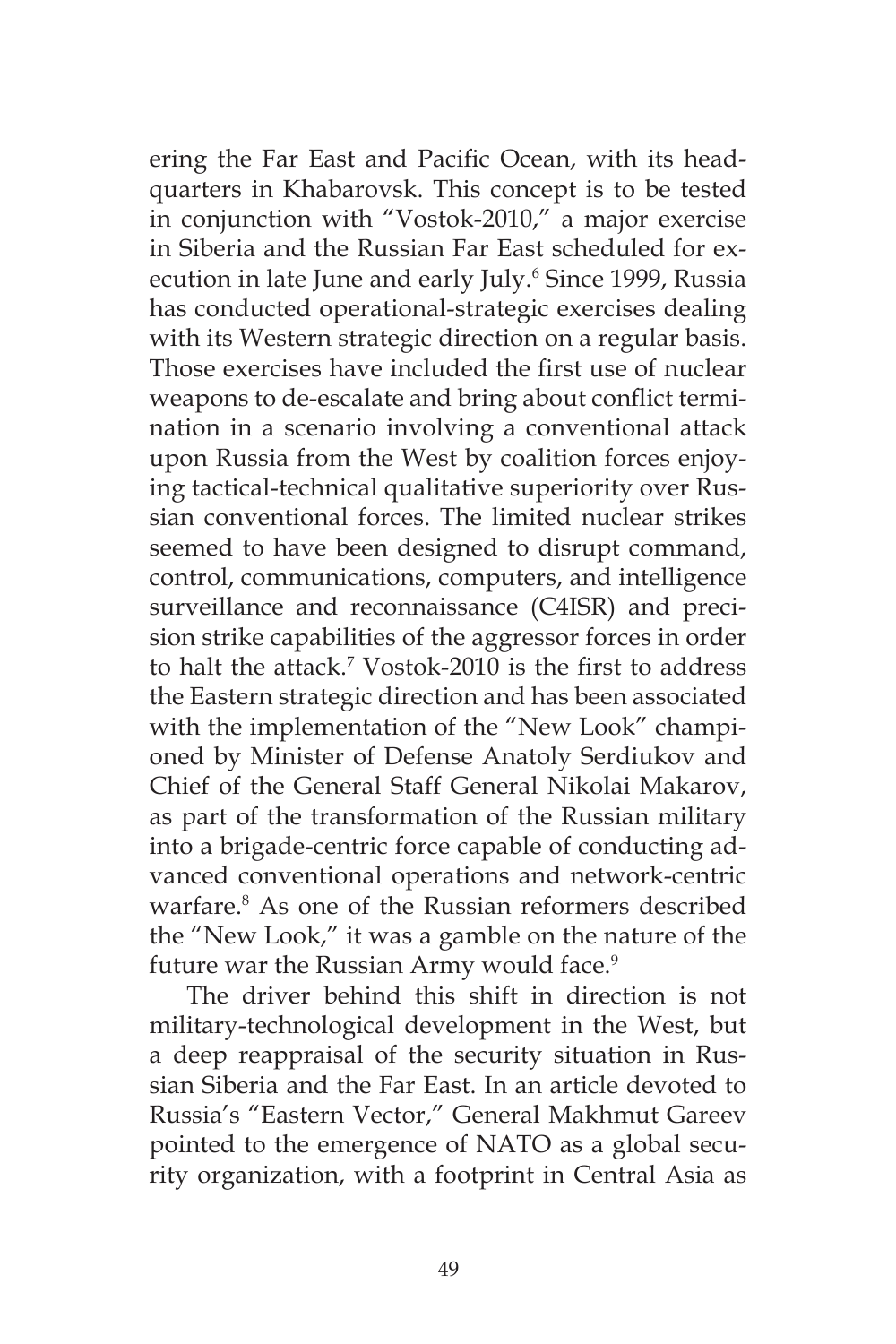ering the Far East and Pacific Ocean, with its headquarters in Khabarovsk. This concept is to be tested in conjunction with "Vostok-2010," a major exercise in Siberia and the Russian Far East scheduled for execution in late June and early July.[6] Since 1999, Russia has conducted operational-strategic exercises dealing with its Western strategic direction on a regular basis. Those exercises have included the first use of nuclear weapons to de-escalate and bring about conflict termination in a scenario involving a conventional attack upon Russia from the West by coalition forces enjoying tactical-technical qualitative superiority over Russian conventional forces. The limited nuclear strikes seemed to have been designed to disrupt command, control, communications, computers, and intelligence surveillance and reconnaissance (C4ISR) and precision strike capabilities of the aggressor forces in order to halt the attack.[7] Vostok-2010 is the first to address the Eastern strategic direction and has been associated with the implementation of the "New Look" championed by Minister of Defense Anatoly Serdiukov and Chief of the General Staff General Nikolai Makarov, as part of the transformation of the Russian military into a brigade-centric force capable of conducting advanced conventional operations and network-centric warfare.[8] As one of the Russian reformers described the "New Look," it was a gamble on the nature of the future war the Russian Army would face.[9]

The driver behind this shift in direction is not military-technological development in the West, but a deep reappraisal of the security situation in Russian Siberia and the Far East. In an article devoted to Russia's "Eastern Vector," General Makhmut Gareev pointed to the emergence of NATO as a global security organization, with a footprint in Central Asia as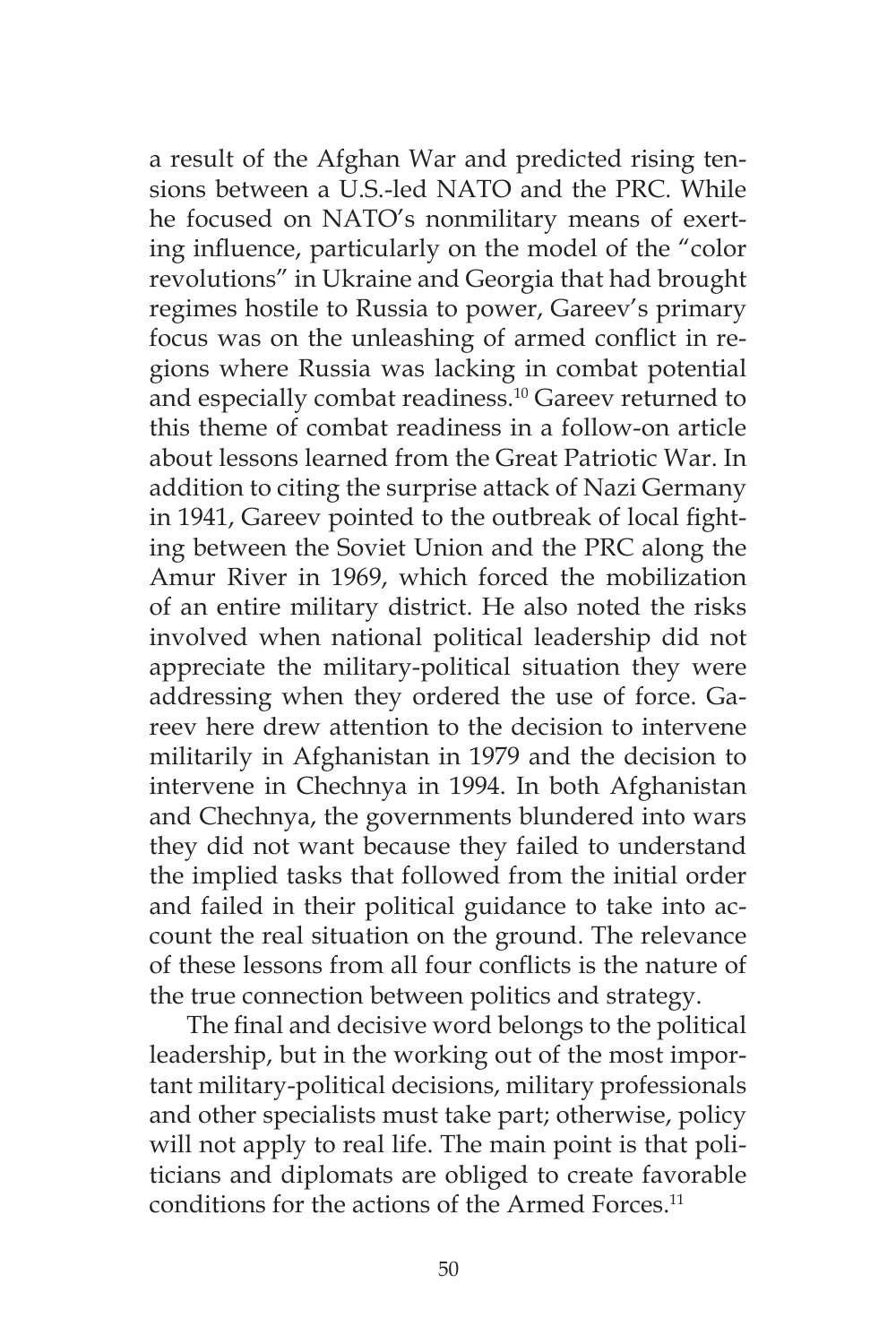a result of the Afghan War and predicted rising tensions between a U.S.-led NATO and the PRC. While he focused on NATO's nonmilitary means of exerting influence, particularly on the model of the "color revolutions" in Ukraine and Georgia that had brought regimes hostile to Russia to power, Gareev's primary focus was on the unleashing of armed conflict in regions where Russia was lacking in combat potential and especially combat readiness.[10] Gareev returned to this theme of combat readiness in a follow-on article about lessons learned from the Great Patriotic War. In addition to citing the surprise attack of Nazi Germany in 1941, Gareev pointed to the outbreak of local fighting between the Soviet Union and the PRC along the Amur River in 1969, which forced the mobilization of an entire military district. He also noted the risks involved when national political leadership did not appreciate the military-political situation they were addressing when they ordered the use of force. Gareev here drew attention to the decision to intervene militarily in Afghanistan in 1979 and the decision to intervene in Chechnya in 1994. In both Afghanistan and Chechnya, the governments blundered into wars they did not want because they failed to understand the implied tasks that followed from the initial order and failed in their political guidance to take into account the real situation on the ground. The relevance of these lessons from all four conflicts is the nature of the true connection between politics and strategy.

> The final and decisive word belongs to the political leadership, but in the working out of the most important military-political decisions, military professionals and other specialists must take part; otherwise, policy will not apply to real life. The main point is that politicians and diplomats are obliged to create favorable conditions for the actions of the Armed Forces.[11]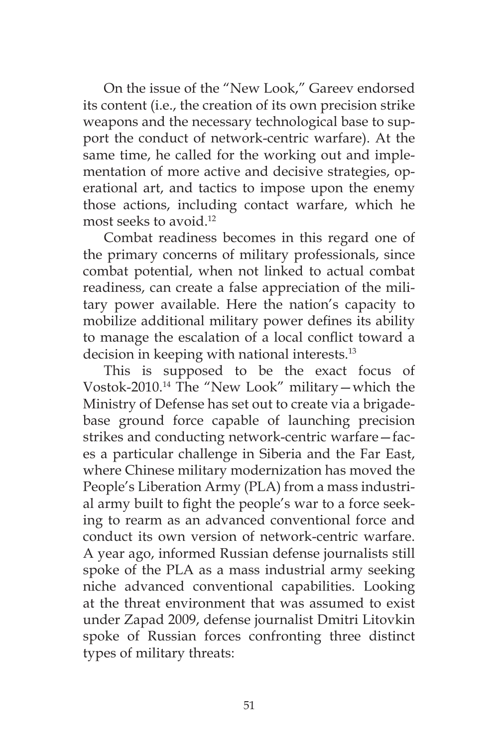On the issue of the "New Look," Gareev endorsed its content (i.e., the creation of its own precision strike weapons and the necessary technological base to support the conduct of network-centric warfare). At the same time, he called for the working out and implementation of more active and decisive strategies, operational art, and tactics to impose upon the enemy those actions, including contact warfare, which he most seeks to avoid.[12]

Combat readiness becomes in this regard one of the primary concerns of military professionals, since combat potential, when not linked to actual combat readiness, can create a false appreciation of the military power available. Here the nation's capacity to mobilize additional military power defines its ability to manage the escalation of a local conflict toward a decision in keeping with national interests.[13]

This is supposed to be the exact focus of Vostok-2010.[14] The "New Look" military—which the Ministry of Defense has set out to create via a brigade-base ground force capable of launching precision strikes and conducting network-centric warfare—faces a particular challenge in Siberia and the Far East, where Chinese military modernization has moved the People's Liberation Army (PLA) from a mass industrial army built to fight the people's war to a force seeking to rearm as an advanced conventional force and conduct its own version of network-centric warfare. A year ago, informed Russian defense journalists still spoke of the PLA as a mass industrial army seeking niche advanced conventional capabilities. Looking at the threat environment that was assumed to exist under Zapad 2009, defense journalist Dmitri Litovkin spoke of Russian forces confronting three distinct types of military threats: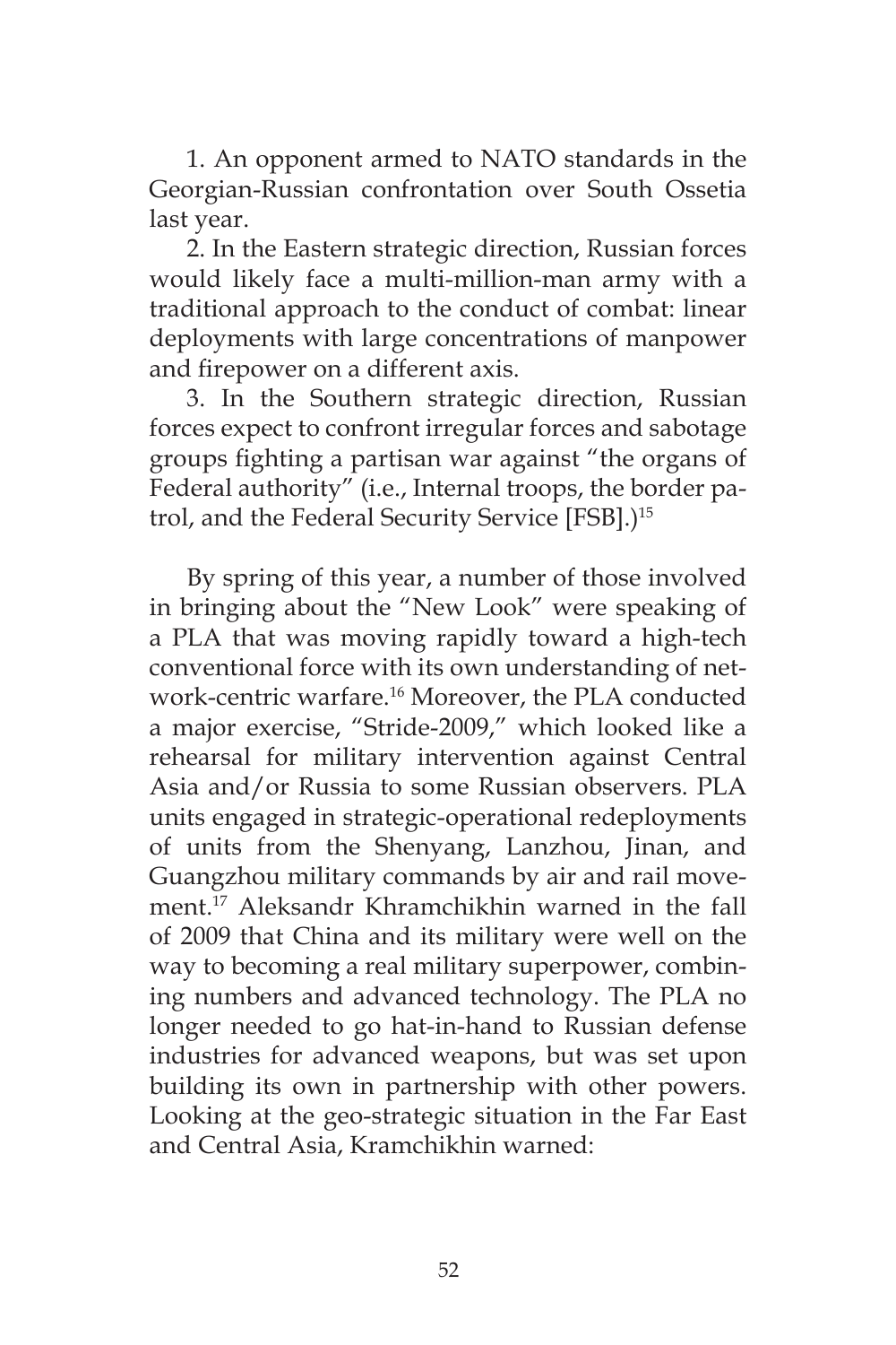1. An opponent armed to NATO standards in the Georgian-Russian confrontation over South Ossetia last year.

2. In the Eastern strategic direction, Russian forces would likely face a multi-million-man army with a traditional approach to the conduct of combat: linear deployments with large concentrations of manpower and firepower on a different axis.

3. In the Southern strategic direction, Russian forces expect to confront irregular forces and sabotage groups fighting a partisan war against "the organs of Federal authority" (i.e., Internal troops, the border patrol, and the Federal Security Service [FSB].)[15]

By spring of this year, a number of those involved in bringing about the "New Look" were speaking of a PLA that was moving rapidly toward a high-tech conventional force with its own understanding of network-centric warfare.[16] Moreover, the PLA conducted a major exercise, "Stride-2009," which looked like a rehearsal for military intervention against Central Asia and/or Russia to some Russian observers. PLA units engaged in strategic-operational redeployments of units from the Shenyang, Lanzhou, Jinan, and Guangzhou military commands by air and rail movement.[17] Aleksandr Khramchikhin warned in the fall of 2009 that China and its military were well on the way to becoming a real military superpower, combining numbers and advanced technology. The PLA no longer needed to go hat-in-hand to Russian defense industries for advanced weapons, but was set upon building its own in partnership with other powers. Looking at the geo-strategic situation in the Far East and Central Asia, Kramchikhin warned: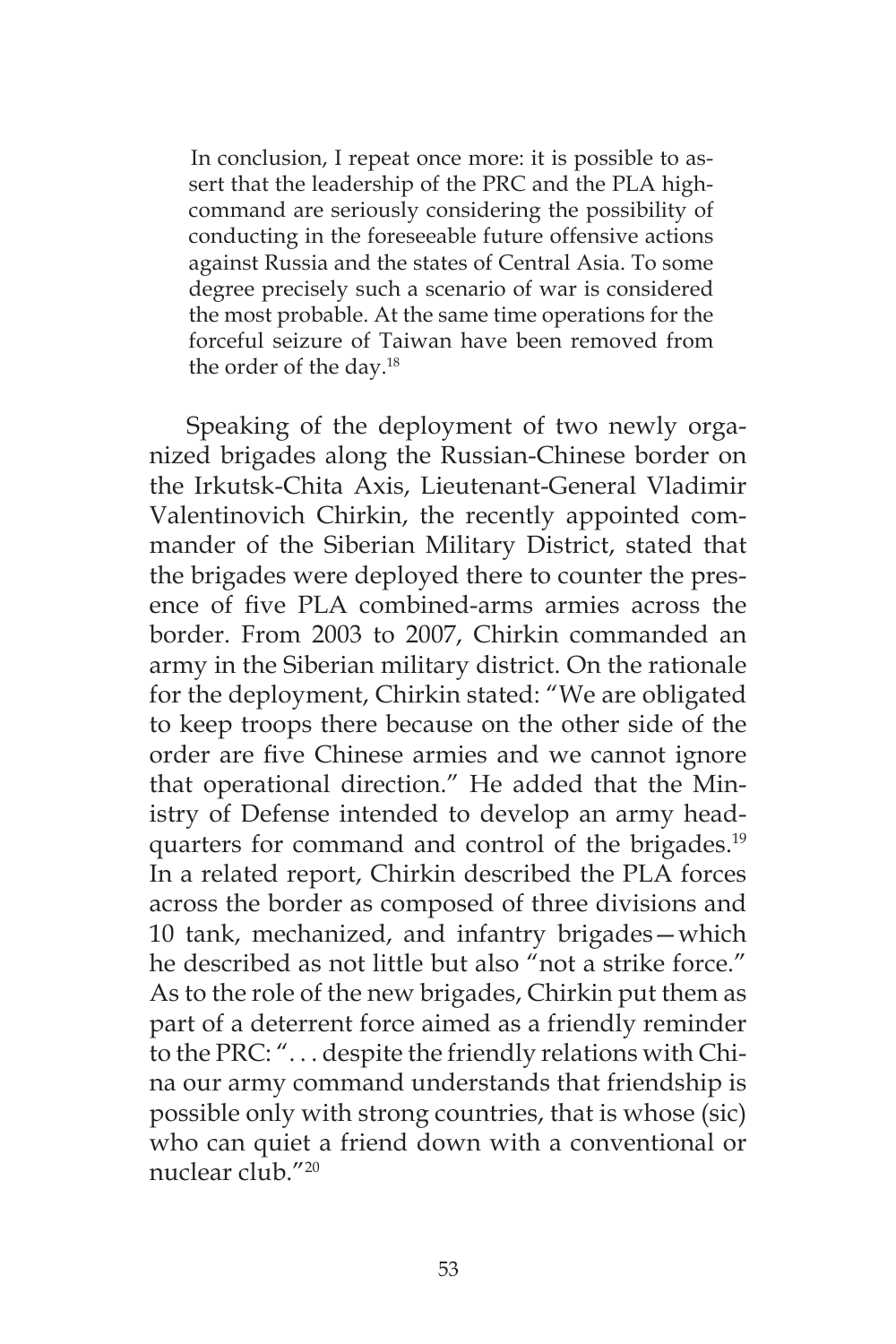> In conclusion, I repeat once more: it is possible to assert that the leadership of the PRC and the PLA high-command are seriously considering the possibility of conducting in the foreseeable future offensive actions against Russia and the states of Central Asia. To some degree precisely such a scenario of war is considered the most probable. At the same time operations for the forceful seizure of Taiwan have been removed from the order of the day.[18]

Speaking of the deployment of two newly organized brigades along the Russian-Chinese border on the Irkutsk-Chita Axis, Lieutenant-General Vladimir Valentinovich Chirkin, the recently appointed commander of the Siberian Military District, stated that the brigades were deployed there to counter the presence of five PLA combined-arms armies across the border. From 2003 to 2007, Chirkin commanded an army in the Siberian military district. On the rationale for the deployment, Chirkin stated: "We are obligated to keep troops there because on the other side of the order are five Chinese armies and we cannot ignore that operational direction." He added that the Ministry of Defense intended to develop an army headquarters for command and control of the brigades.[19] In a related report, Chirkin described the PLA forces across the border as composed of three divisions and 10 tank, mechanized, and infantry brigades—which he described as not little but also "not a strike force." As to the role of the new brigades, Chirkin put them as part of a deterrent force aimed as a friendly reminder to the PRC: ". . . despite the friendly relations with China our army command understands that friendship is possible only with strong countries, that is whose (sic) who can quiet a friend down with a conventional or nuclear club."[20]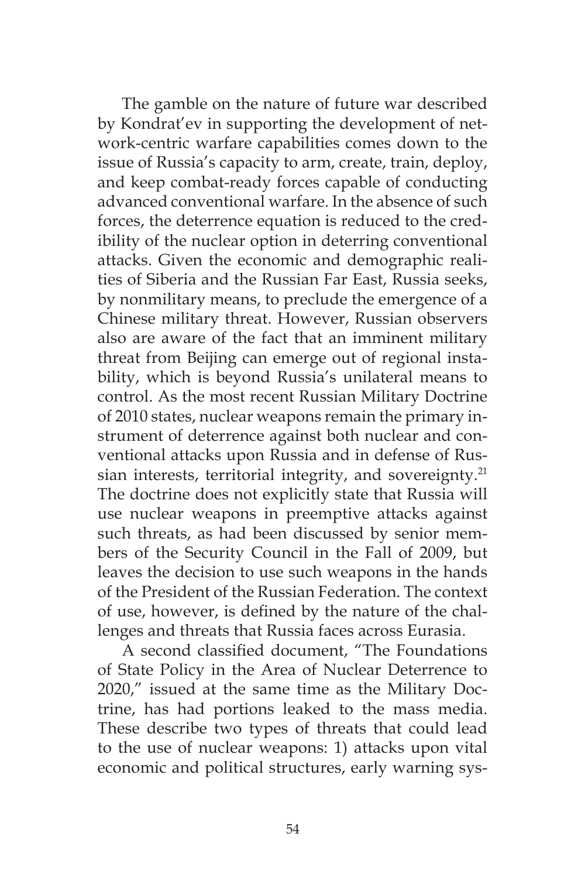The gamble on the nature of future war described by Kondrat'ev in supporting the development of network-centric warfare capabilities comes down to the issue of Russia's capacity to arm, create, train, deploy, and keep combat-ready forces capable of conducting advanced conventional warfare. In the absence of such forces, the deterrence equation is reduced to the credibility of the nuclear option in deterring conventional attacks. Given the economic and demographic realities of Siberia and the Russian Far East, Russia seeks, by nonmilitary means, to preclude the emergence of a Chinese military threat. However, Russian observers also are aware of the fact that an imminent military threat from Beijing can emerge out of regional instability, which is beyond Russia's unilateral means to control. As the most recent Russian Military Doctrine of 2010 states, nuclear weapons remain the primary instrument of deterrence against both nuclear and conventional attacks upon Russia and in defense of Russian interests, territorial integrity, and sovereignty.[21] The doctrine does not explicitly state that Russia will use nuclear weapons in preemptive attacks against such threats, as had been discussed by senior members of the Security Council in the Fall of 2009, but leaves the decision to use such weapons in the hands of the President of the Russian Federation. The context of use, however, is defined by the nature of the challenges and threats that Russia faces across Eurasia.

A second classified document, "The Foundations of State Policy in the Area of Nuclear Deterrence to 2020," issued at the same time as the Military Doctrine, has had portions leaked to the mass media. These describe two types of threats that could lead to the use of nuclear weapons: 1) attacks upon vital economic and political structures, early warning sys-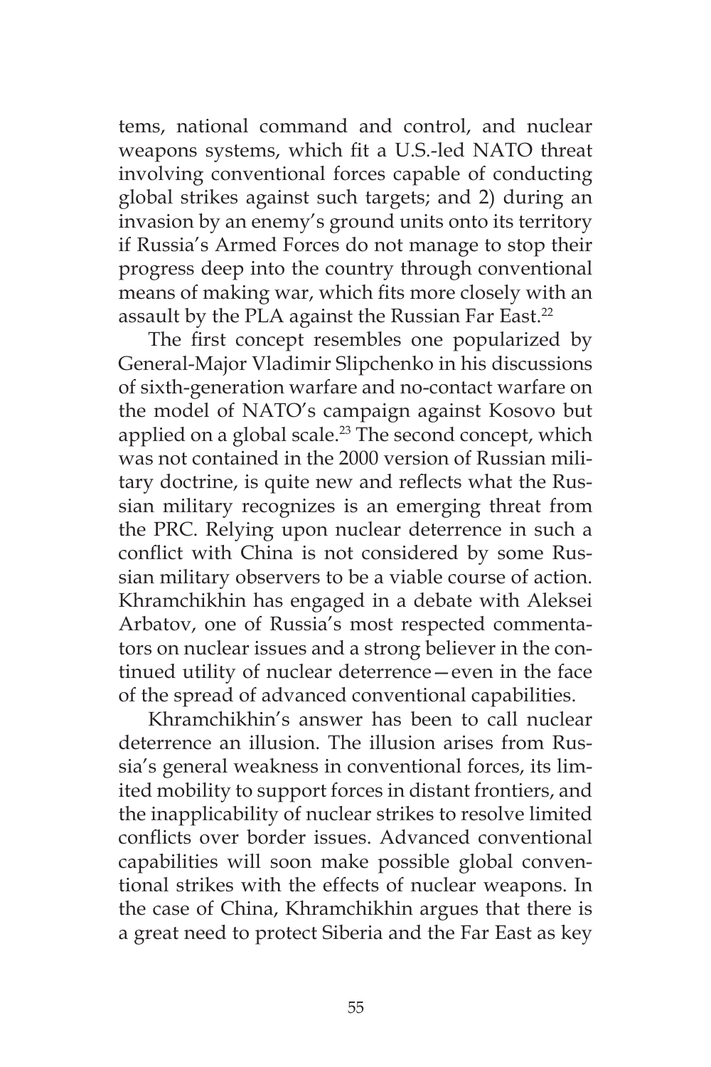tems, national command and control, and nuclear weapons systems, which fit a U.S.-led NATO threat involving conventional forces capable of conducting global strikes against such targets; and 2) during an invasion by an enemy's ground units onto its territory if Russia's Armed Forces do not manage to stop their progress deep into the country through conventional means of making war, which fits more closely with an assault by the PLA against the Russian Far East.[22]

The first concept resembles one popularized by General-Major Vladimir Slipchenko in his discussions of sixth-generation warfare and no-contact warfare on the model of NATO's campaign against Kosovo but applied on a global scale.[23] The second concept, which was not contained in the 2000 version of Russian military doctrine, is quite new and reflects what the Russian military recognizes is an emerging threat from the PRC. Relying upon nuclear deterrence in such a conflict with China is not considered by some Russian military observers to be a viable course of action. Khramchikhin has engaged in a debate with Aleksei Arbatov, one of Russia's most respected commentators on nuclear issues and a strong believer in the continued utility of nuclear deterrence—even in the face of the spread of advanced conventional capabilities.

Khramchikhin's answer has been to call nuclear deterrence an illusion. The illusion arises from Russia's general weakness in conventional forces, its limited mobility to support forces in distant frontiers, and the inapplicability of nuclear strikes to resolve limited conflicts over border issues. Advanced conventional capabilities will soon make possible global conventional strikes with the effects of nuclear weapons. In the case of China, Khramchikhin argues that there is a great need to protect Siberia and the Far East as key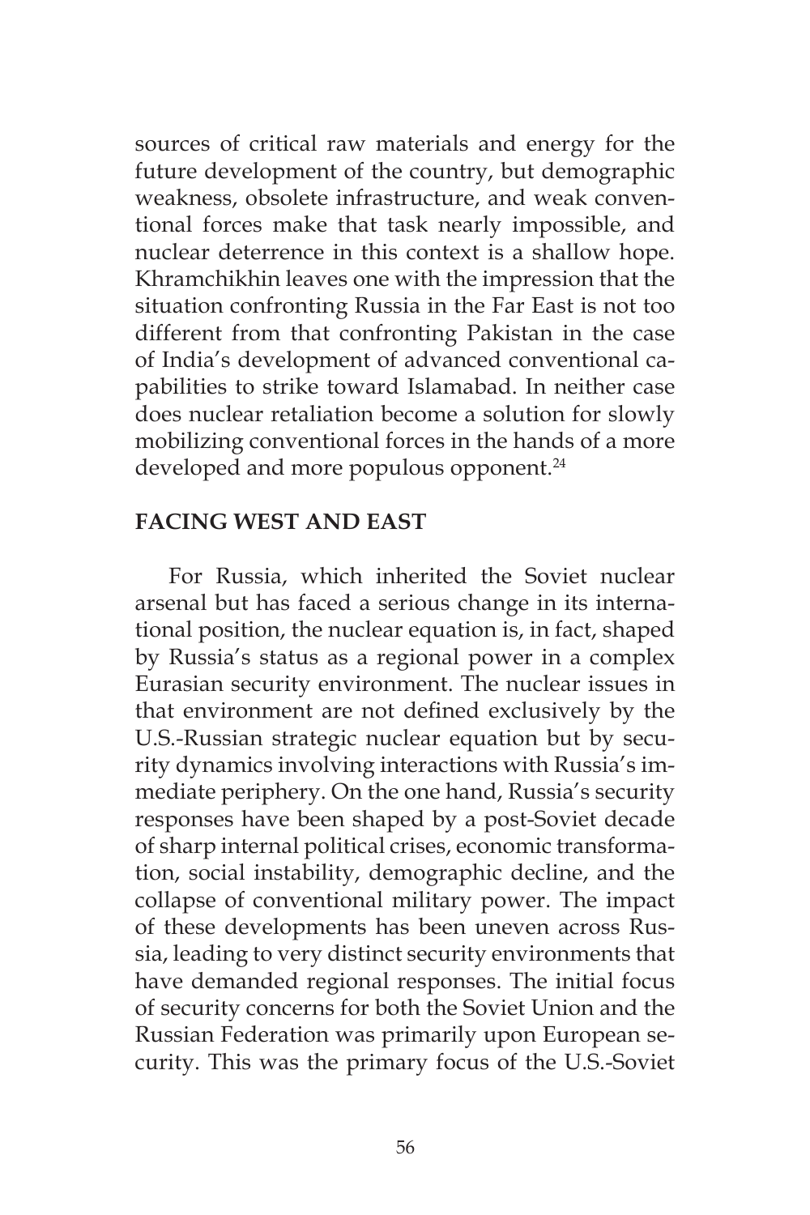sources of critical raw materials and energy for the future development of the country, but demographic weakness, obsolete infrastructure, and weak conventional forces make that task nearly impossible, and nuclear deterrence in this context is a shallow hope. Khramchikhin leaves one with the impression that the situation confronting Russia in the Far East is not too different from that confronting Pakistan in the case of India's development of advanced conventional capabilities to strike toward Islamabad. In neither case does nuclear retaliation become a solution for slowly mobilizing conventional forces in the hands of a more developed and more populous opponent.[24]

## FACING WEST AND EAST

For Russia, which inherited the Soviet nuclear arsenal but has faced a serious change in its international position, the nuclear equation is, in fact, shaped by Russia's status as a regional power in a complex Eurasian security environment. The nuclear issues in that environment are not defined exclusively by the U.S.-Russian strategic nuclear equation but by security dynamics involving interactions with Russia's immediate periphery. On the one hand, Russia's security responses have been shaped by a post-Soviet decade of sharp internal political crises, economic transformation, social instability, demographic decline, and the collapse of conventional military power. The impact of these developments has been uneven across Russia, leading to very distinct security environments that have demanded regional responses. The initial focus of security concerns for both the Soviet Union and the Russian Federation was primarily upon European security. This was the primary focus of the U.S.-Soviet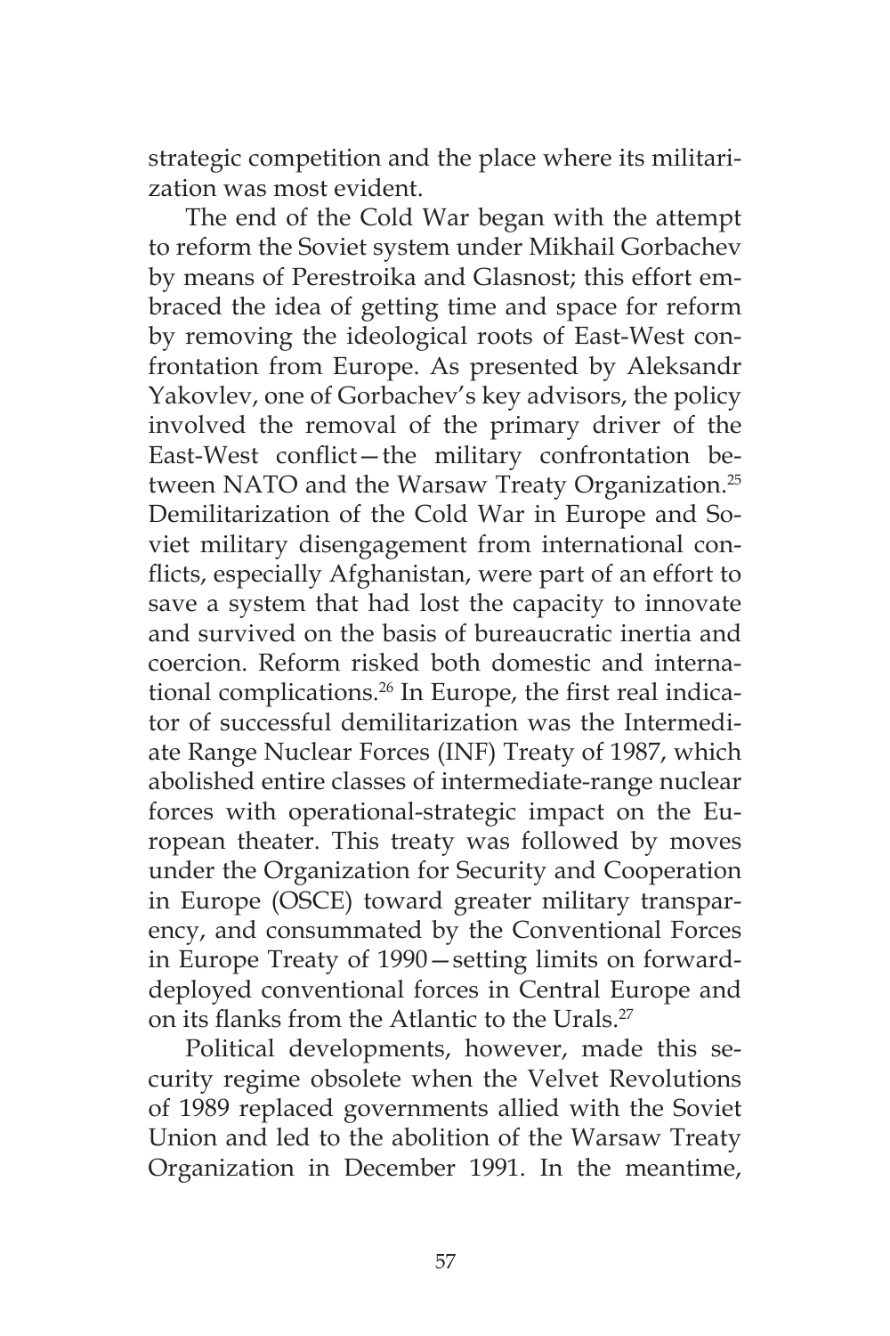strategic competition and the place where its militarization was most evident.

The end of the Cold War began with the attempt to reform the Soviet system under Mikhail Gorbachev by means of Perestroika and Glasnost; this effort embraced the idea of getting time and space for reform by removing the ideological roots of East-West confrontation from Europe. As presented by Aleksandr Yakovlev, one of Gorbachev's key advisors, the policy involved the removal of the primary driver of the East-West conflict—the military confrontation between NATO and the Warsaw Treaty Organization.[25] Demilitarization of the Cold War in Europe and Soviet military disengagement from international conflicts, especially Afghanistan, were part of an effort to save a system that had lost the capacity to innovate and survived on the basis of bureaucratic inertia and coercion. Reform risked both domestic and international complications.[26] In Europe, the first real indicator of successful demilitarization was the Intermediate Range Nuclear Forces (INF) Treaty of 1987, which abolished entire classes of intermediate-range nuclear forces with operational-strategic impact on the European theater. This treaty was followed by moves under the Organization for Security and Cooperation in Europe (OSCE) toward greater military transparency, and consummated by the Conventional Forces in Europe Treaty of 1990—setting limits on forward-deployed conventional forces in Central Europe and on its flanks from the Atlantic to the Urals.[27]

Political developments, however, made this security regime obsolete when the Velvet Revolutions of 1989 replaced governments allied with the Soviet Union and led to the abolition of the Warsaw Treaty Organization in December 1991. In the meantime,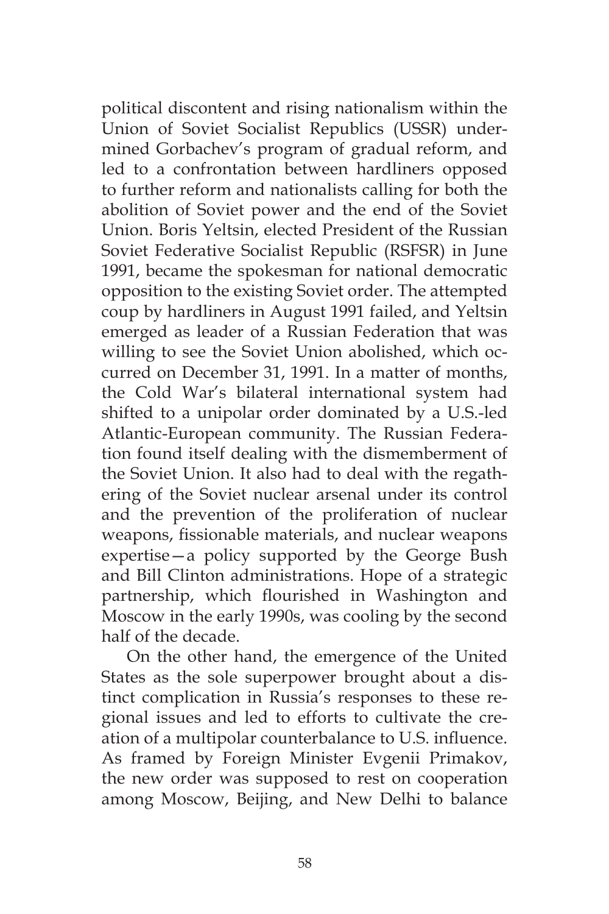political discontent and rising nationalism within the Union of Soviet Socialist Republics (USSR) undermined Gorbachev's program of gradual reform, and led to a confrontation between hardliners opposed to further reform and nationalists calling for both the abolition of Soviet power and the end of the Soviet Union. Boris Yeltsin, elected President of the Russian Soviet Federative Socialist Republic (RSFSR) in June 1991, became the spokesman for national democratic opposition to the existing Soviet order. The attempted coup by hardliners in August 1991 failed, and Yeltsin emerged as leader of a Russian Federation that was willing to see the Soviet Union abolished, which occurred on December 31, 1991. In a matter of months, the Cold War's bilateral international system had shifted to a unipolar order dominated by a U.S.-led Atlantic-European community. The Russian Federation found itself dealing with the dismemberment of the Soviet Union. It also had to deal with the regathering of the Soviet nuclear arsenal under its control and the prevention of the proliferation of nuclear weapons, fissionable materials, and nuclear weapons expertise—a policy supported by the George Bush and Bill Clinton administrations. Hope of a strategic partnership, which flourished in Washington and Moscow in the early 1990s, was cooling by the second half of the decade.

On the other hand, the emergence of the United States as the sole superpower brought about a distinct complication in Russia's responses to these regional issues and led to efforts to cultivate the creation of a multipolar counterbalance to U.S. influence. As framed by Foreign Minister Evgenii Primakov, the new order was supposed to rest on cooperation among Moscow, Beijing, and New Delhi to balance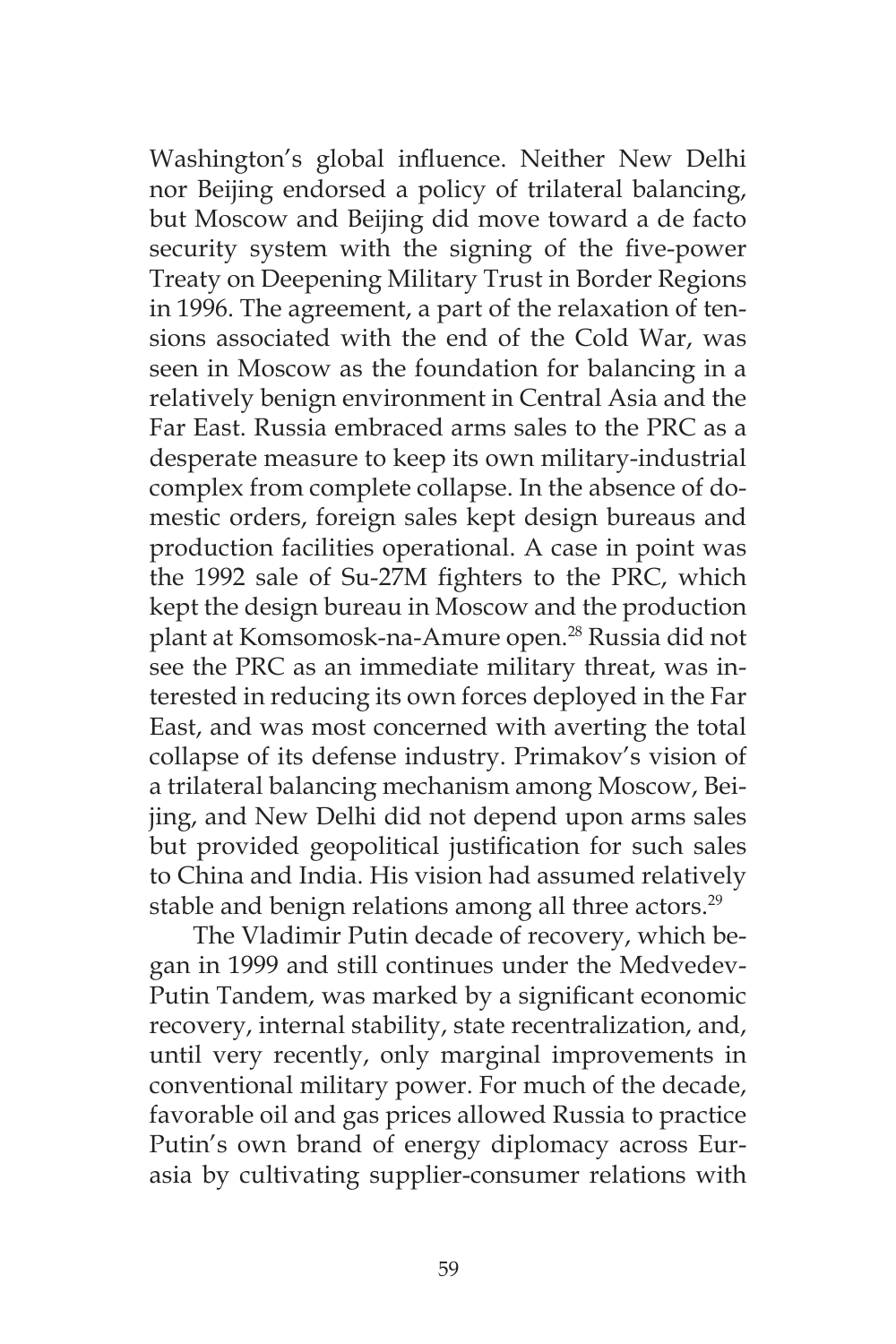Washington's global influence. Neither New Delhi nor Beijing endorsed a policy of trilateral balancing, but Moscow and Beijing did move toward a de facto security system with the signing of the five-power Treaty on Deepening Military Trust in Border Regions in 1996. The agreement, a part of the relaxation of tensions associated with the end of the Cold War, was seen in Moscow as the foundation for balancing in a relatively benign environment in Central Asia and the Far East. Russia embraced arms sales to the PRC as a desperate measure to keep its own military-industrial complex from complete collapse. In the absence of domestic orders, foreign sales kept design bureaus and production facilities operational. A case in point was the 1992 sale of Su-27M fighters to the PRC, which kept the design bureau in Moscow and the production plant at Komsomosk-na-Amure open.[28] Russia did not see the PRC as an immediate military threat, was interested in reducing its own forces deployed in the Far East, and was most concerned with averting the total collapse of its defense industry. Primakov's vision of a trilateral balancing mechanism among Moscow, Beijing, and New Delhi did not depend upon arms sales but provided geopolitical justification for such sales to China and India. His vision had assumed relatively stable and benign relations among all three actors.[29]

The Vladimir Putin decade of recovery, which began in 1999 and still continues under the Medvedev-Putin Tandem, was marked by a significant economic recovery, internal stability, state recentralization, and, until very recently, only marginal improvements in conventional military power. For much of the decade, favorable oil and gas prices allowed Russia to practice Putin's own brand of energy diplomacy across Eurasia by cultivating supplier-consumer relations with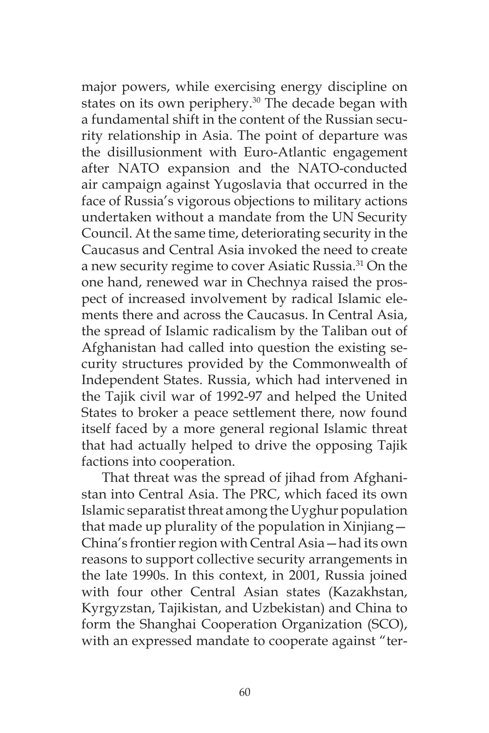major powers, while exercising energy discipline on states on its own periphery.[30] The decade began with a fundamental shift in the content of the Russian security relationship in Asia. The point of departure was the disillusionment with Euro-Atlantic engagement after NATO expansion and the NATO-conducted air campaign against Yugoslavia that occurred in the face of Russia's vigorous objections to military actions undertaken without a mandate from the UN Security Council. At the same time, deteriorating security in the Caucasus and Central Asia invoked the need to create a new security regime to cover Asiatic Russia.[31] On the one hand, renewed war in Chechnya raised the prospect of increased involvement by radical Islamic elements there and across the Caucasus. In Central Asia, the spread of Islamic radicalism by the Taliban out of Afghanistan had called into question the existing security structures provided by the Commonwealth of Independent States. Russia, which had intervened in the Tajik civil war of 1992-97 and helped the United States to broker a peace settlement there, now found itself faced by a more general regional Islamic threat that had actually helped to drive the opposing Tajik factions into cooperation.

That threat was the spread of jihad from Afghanistan into Central Asia. The PRC, which faced its own Islamic separatist threat among the Uyghur population that made up plurality of the population in Xinjiang—China's frontier region with Central Asia—had its own reasons to support collective security arrangements in the late 1990s. In this context, in 2001, Russia joined with four other Central Asian states (Kazakhstan, Kyrgyzstan, Tajikistan, and Uzbekistan) and China to form the Shanghai Cooperation Organization (SCO), with an expressed mandate to cooperate against "ter-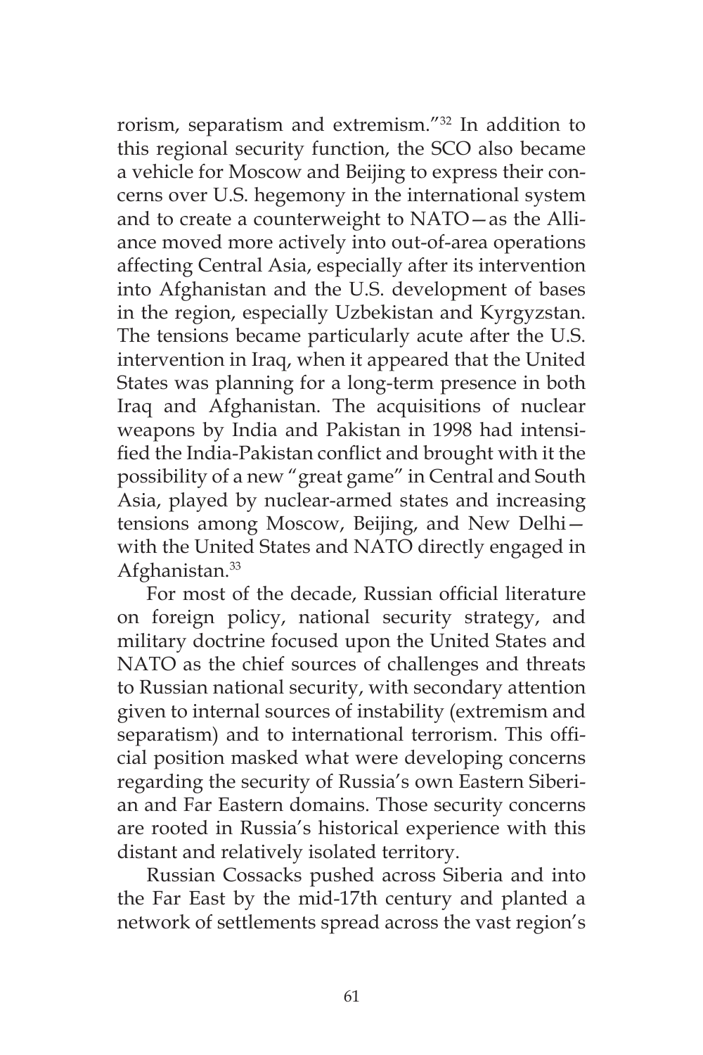rorism, separatism and extremism."[32] In addition to this regional security function, the SCO also became a vehicle for Moscow and Beijing to express their concerns over U.S. hegemony in the international system and to create a counterweight to NATO—as the Alliance moved more actively into out-of-area operations affecting Central Asia, especially after its intervention into Afghanistan and the U.S. development of bases in the region, especially Uzbekistan and Kyrgyzstan. The tensions became particularly acute after the U.S. intervention in Iraq, when it appeared that the United States was planning for a long-term presence in both Iraq and Afghanistan. The acquisitions of nuclear weapons by India and Pakistan in 1998 had intensified the India-Pakistan conflict and brought with it the possibility of a new "great game" in Central and South Asia, played by nuclear-armed states and increasing tensions among Moscow, Beijing, and New Delhi—with the United States and NATO directly engaged in Afghanistan.[33]

For most of the decade, Russian official literature on foreign policy, national security strategy, and military doctrine focused upon the United States and NATO as the chief sources of challenges and threats to Russian national security, with secondary attention given to internal sources of instability (extremism and separatism) and to international terrorism. This official position masked what were developing concerns regarding the security of Russia's own Eastern Siberian and Far Eastern domains. Those security concerns are rooted in Russia's historical experience with this distant and relatively isolated territory.

Russian Cossacks pushed across Siberia and into the Far East by the mid-17th century and planted a network of settlements spread across the vast region's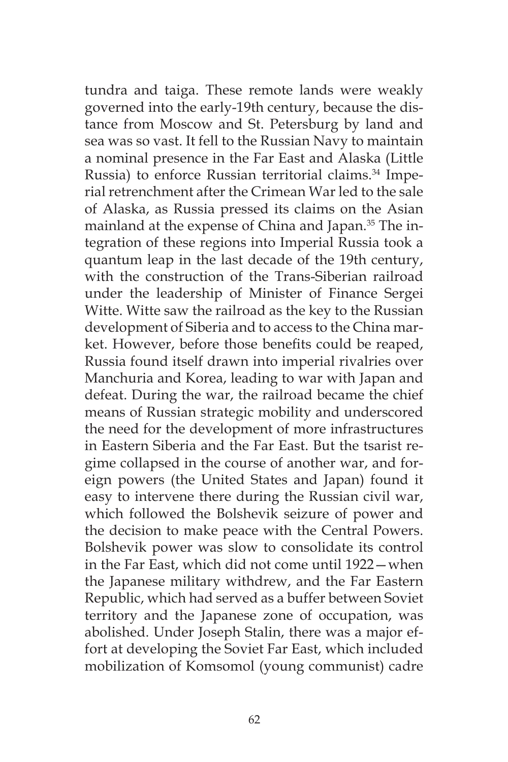tundra and taiga. These remote lands were weakly governed into the early-19th century, because the distance from Moscow and St. Petersburg by land and sea was so vast. It fell to the Russian Navy to maintain a nominal presence in the Far East and Alaska (Little Russia) to enforce Russian territorial claims.[34] Imperial retrenchment after the Crimean War led to the sale of Alaska, as Russia pressed its claims on the Asian mainland at the expense of China and Japan.[35] The integration of these regions into Imperial Russia took a quantum leap in the last decade of the 19th century, with the construction of the Trans-Siberian railroad under the leadership of Minister of Finance Sergei Witte. Witte saw the railroad as the key to the Russian development of Siberia and to access to the China market. However, before those benefits could be reaped, Russia found itself drawn into imperial rivalries over Manchuria and Korea, leading to war with Japan and defeat. During the war, the railroad became the chief means of Russian strategic mobility and underscored the need for the development of more infrastructures in Eastern Siberia and the Far East. But the tsarist regime collapsed in the course of another war, and foreign powers (the United States and Japan) found it easy to intervene there during the Russian civil war, which followed the Bolshevik seizure of power and the decision to make peace with the Central Powers. Bolshevik power was slow to consolidate its control in the Far East, which did not come until 1922—when the Japanese military withdrew, and the Far Eastern Republic, which had served as a buffer between Soviet territory and the Japanese zone of occupation, was abolished. Under Joseph Stalin, there was a major effort at developing the Soviet Far East, which included mobilization of Komsomol (young communist) cadre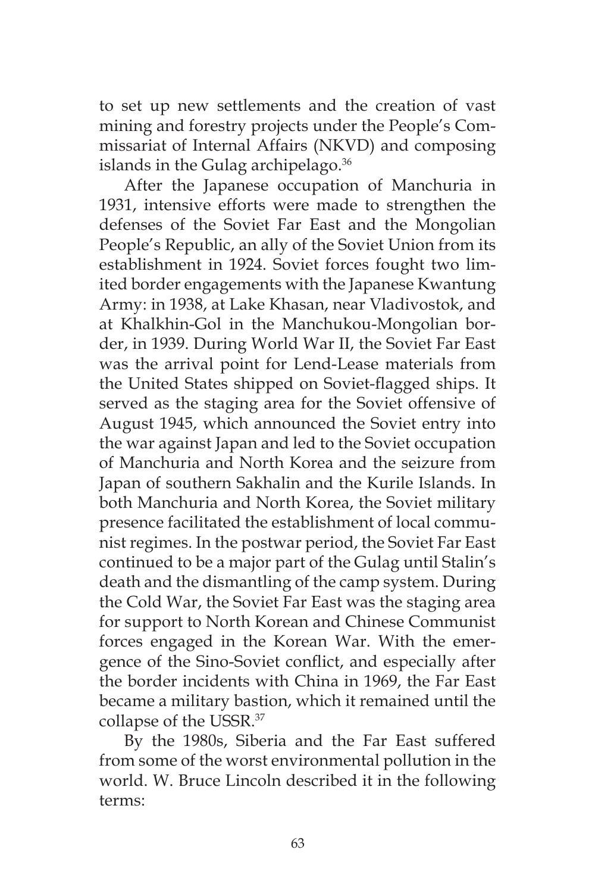to set up new settlements and the creation of vast mining and forestry projects under the People's Commissariat of Internal Affairs (NKVD) and composing islands in the Gulag archipelago.[36]

After the Japanese occupation of Manchuria in 1931, intensive efforts were made to strengthen the defenses of the Soviet Far East and the Mongolian People's Republic, an ally of the Soviet Union from its establishment in 1924. Soviet forces fought two limited border engagements with the Japanese Kwantung Army: in 1938, at Lake Khasan, near Vladivostok, and at Khalkhin-Gol in the Manchukou-Mongolian border, in 1939. During World War II, the Soviet Far East was the arrival point for Lend-Lease materials from the United States shipped on Soviet-flagged ships. It served as the staging area for the Soviet offensive of August 1945, which announced the Soviet entry into the war against Japan and led to the Soviet occupation of Manchuria and North Korea and the seizure from Japan of southern Sakhalin and the Kurile Islands. In both Manchuria and North Korea, the Soviet military presence facilitated the establishment of local communist regimes. In the postwar period, the Soviet Far East continued to be a major part of the Gulag until Stalin's death and the dismantling of the camp system. During the Cold War, the Soviet Far East was the staging area for support to North Korean and Chinese Communist forces engaged in the Korean War. With the emergence of the Sino-Soviet conflict, and especially after the border incidents with China in 1969, the Far East became a military bastion, which it remained until the collapse of the USSR.[37]

By the 1980s, Siberia and the Far East suffered from some of the worst environmental pollution in the world. W. Bruce Lincoln described it in the following terms: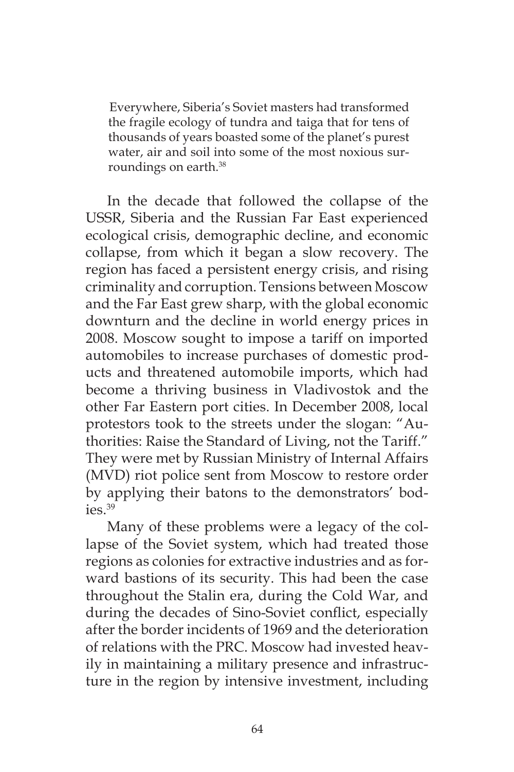> Everywhere, Siberia's Soviet masters had transformed the fragile ecology of tundra and taiga that for tens of thousands of years boasted some of the planet's purest water, air and soil into some of the most noxious surroundings on earth.[38]

In the decade that followed the collapse of the USSR, Siberia and the Russian Far East experienced ecological crisis, demographic decline, and economic collapse, from which it began a slow recovery. The region has faced a persistent energy crisis, and rising criminality and corruption. Tensions between Moscow and the Far East grew sharp, with the global economic downturn and the decline in world energy prices in 2008. Moscow sought to impose a tariff on imported automobiles to increase purchases of domestic products and threatened automobile imports, which had become a thriving business in Vladivostok and the other Far Eastern port cities. In December 2008, local protestors took to the streets under the slogan: "Authorities: Raise the Standard of Living, not the Tariff." They were met by Russian Ministry of Internal Affairs (MVD) riot police sent from Moscow to restore order by applying their batons to the demonstrators' bodies.[39]

Many of these problems were a legacy of the collapse of the Soviet system, which had treated those regions as colonies for extractive industries and as forward bastions of its security. This had been the case throughout the Stalin era, during the Cold War, and during the decades of Sino-Soviet conflict, especially after the border incidents of 1969 and the deterioration of relations with the PRC. Moscow had invested heavily in maintaining a military presence and infrastructure in the region by intensive investment, including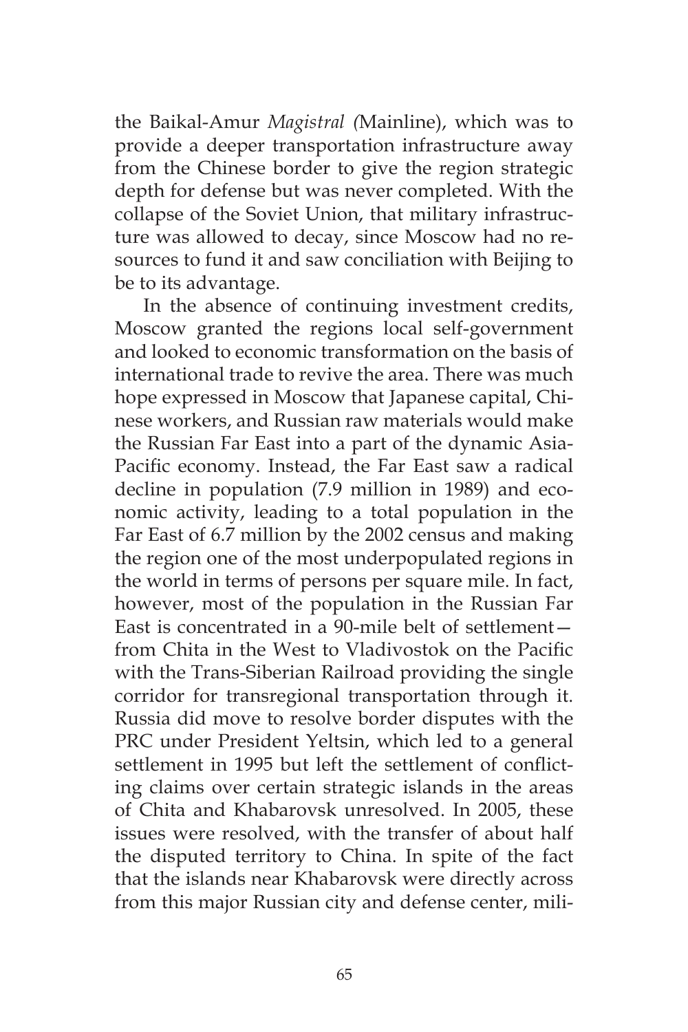the Baikal-Amur *Magistral (*Mainline), which was to provide a deeper transportation infrastructure away from the Chinese border to give the region strategic depth for defense but was never completed. With the collapse of the Soviet Union, that military infrastructure was allowed to decay, since Moscow had no resources to fund it and saw conciliation with Beijing to be to its advantage.

In the absence of continuing investment credits, Moscow granted the regions local self-government and looked to economic transformation on the basis of international trade to revive the area. There was much hope expressed in Moscow that Japanese capital, Chinese workers, and Russian raw materials would make the Russian Far East into a part of the dynamic Asia-Pacific economy. Instead, the Far East saw a radical decline in population (7.9 million in 1989) and economic activity, leading to a total population in the Far East of 6.7 million by the 2002 census and making the region one of the most underpopulated regions in the world in terms of persons per square mile. In fact, however, most of the population in the Russian Far East is concentrated in a 90-mile belt of settlement—from Chita in the West to Vladivostok on the Pacific with the Trans-Siberian Railroad providing the single corridor for transregional transportation through it. Russia did move to resolve border disputes with the PRC under President Yeltsin, which led to a general settlement in 1995 but left the settlement of conflicting claims over certain strategic islands in the areas of Chita and Khabarovsk unresolved. In 2005, these issues were resolved, with the transfer of about half the disputed territory to China. In spite of the fact that the islands near Khabarovsk were directly across from this major Russian city and defense center, mili-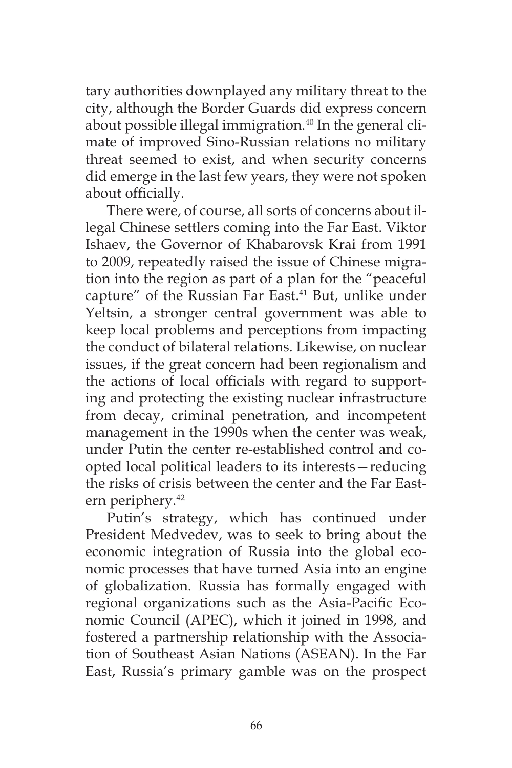tary authorities downplayed any military threat to the city, although the Border Guards did express concern about possible illegal immigration.[40] In the general climate of improved Sino-Russian relations no military threat seemed to exist, and when security concerns did emerge in the last few years, they were not spoken about officially.

There were, of course, all sorts of concerns about illegal Chinese settlers coming into the Far East. Viktor Ishaev, the Governor of Khabarovsk Krai from 1991 to 2009, repeatedly raised the issue of Chinese migration into the region as part of a plan for the "peaceful capture" of the Russian Far East.[41] But, unlike under Yeltsin, a stronger central government was able to keep local problems and perceptions from impacting the conduct of bilateral relations. Likewise, on nuclear issues, if the great concern had been regionalism and the actions of local officials with regard to supporting and protecting the existing nuclear infrastructure from decay, criminal penetration, and incompetent management in the 1990s when the center was weak, under Putin the center re-established control and co-opted local political leaders to its interests—reducing the risks of crisis between the center and the Far Eastern periphery.[42]

Putin's strategy, which has continued under President Medvedev, was to seek to bring about the economic integration of Russia into the global economic processes that have turned Asia into an engine of globalization. Russia has formally engaged with regional organizations such as the Asia-Pacific Economic Council (APEC), which it joined in 1998, and fostered a partnership relationship with the Association of Southeast Asian Nations (ASEAN). In the Far East, Russia's primary gamble was on the prospect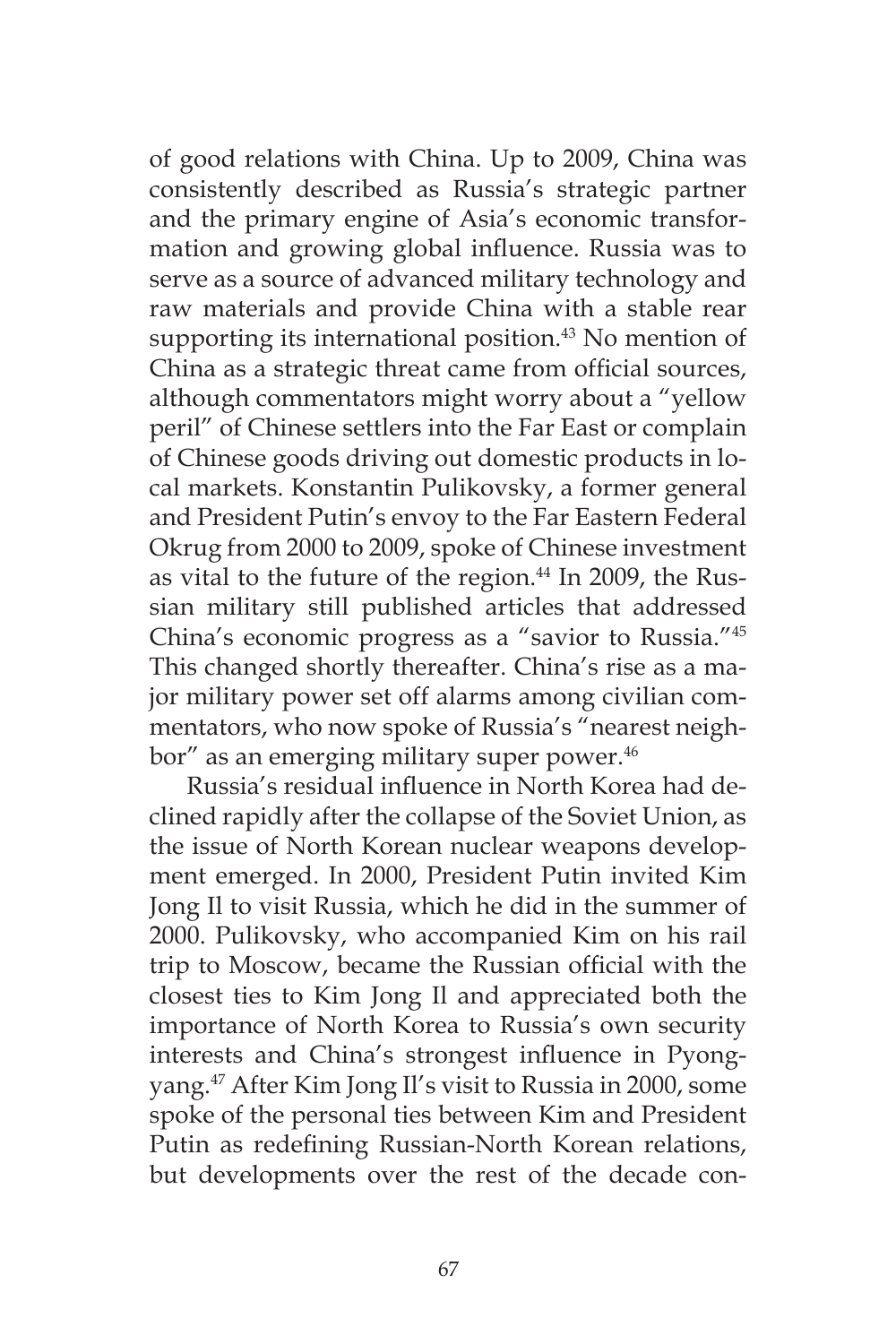of good relations with China. Up to 2009, China was consistently described as Russia's strategic partner and the primary engine of Asia's economic transformation and growing global influence. Russia was to serve as a source of advanced military technology and raw materials and provide China with a stable rear supporting its international position.[43] No mention of China as a strategic threat came from official sources, although commentators might worry about a "yellow peril" of Chinese settlers into the Far East or complain of Chinese goods driving out domestic products in local markets. Konstantin Pulikovsky, a former general and President Putin's envoy to the Far Eastern Federal Okrug from 2000 to 2009, spoke of Chinese investment as vital to the future of the region.[44] In 2009, the Russian military still published articles that addressed China's economic progress as a "savior to Russia."[45] This changed shortly thereafter. China's rise as a major military power set off alarms among civilian commentators, who now spoke of Russia's "nearest neighbor" as an emerging military super power.[46]

Russia's residual influence in North Korea had declined rapidly after the collapse of the Soviet Union, as the issue of North Korean nuclear weapons development emerged. In 2000, President Putin invited Kim Jong Il to visit Russia, which he did in the summer of 2000. Pulikovsky, who accompanied Kim on his rail trip to Moscow, became the Russian official with the closest ties to Kim Jong Il and appreciated both the importance of North Korea to Russia's own security interests and China's strongest influence in Pyongyang.[47] After Kim Jong Il's visit to Russia in 2000, some spoke of the personal ties between Kim and President Putin as redefining Russian-North Korean relations, but developments over the rest of the decade con-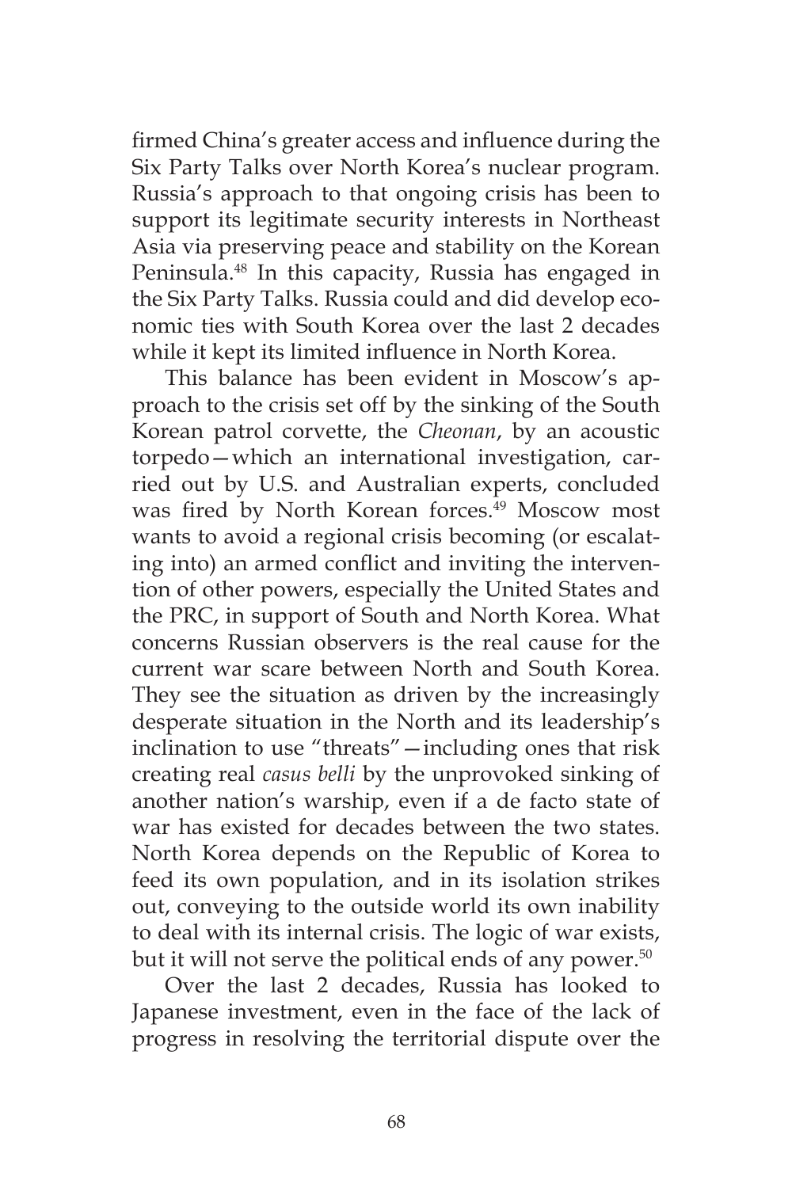firmed China's greater access and influence during the Six Party Talks over North Korea's nuclear program. Russia's approach to that ongoing crisis has been to support its legitimate security interests in Northeast Asia via preserving peace and stability on the Korean Peninsula.[48] In this capacity, Russia has engaged in the Six Party Talks. Russia could and did develop economic ties with South Korea over the last 2 decades while it kept its limited influence in North Korea.

This balance has been evident in Moscow's approach to the crisis set off by the sinking of the South Korean patrol corvette, the *Cheonan*, by an acoustic torpedo—which an international investigation, carried out by U.S. and Australian experts, concluded was fired by North Korean forces.[49] Moscow most wants to avoid a regional crisis becoming (or escalating into) an armed conflict and inviting the intervention of other powers, especially the United States and the PRC, in support of South and North Korea. What concerns Russian observers is the real cause for the current war scare between North and South Korea. They see the situation as driven by the increasingly desperate situation in the North and its leadership's inclination to use "threats"—including ones that risk creating real *casus belli* by the unprovoked sinking of another nation's warship, even if a de facto state of war has existed for decades between the two states. North Korea depends on the Republic of Korea to feed its own population, and in its isolation strikes out, conveying to the outside world its own inability to deal with its internal crisis. The logic of war exists, but it will not serve the political ends of any power.[50]

Over the last 2 decades, Russia has looked to Japanese investment, even in the face of the lack of progress in resolving the territorial dispute over the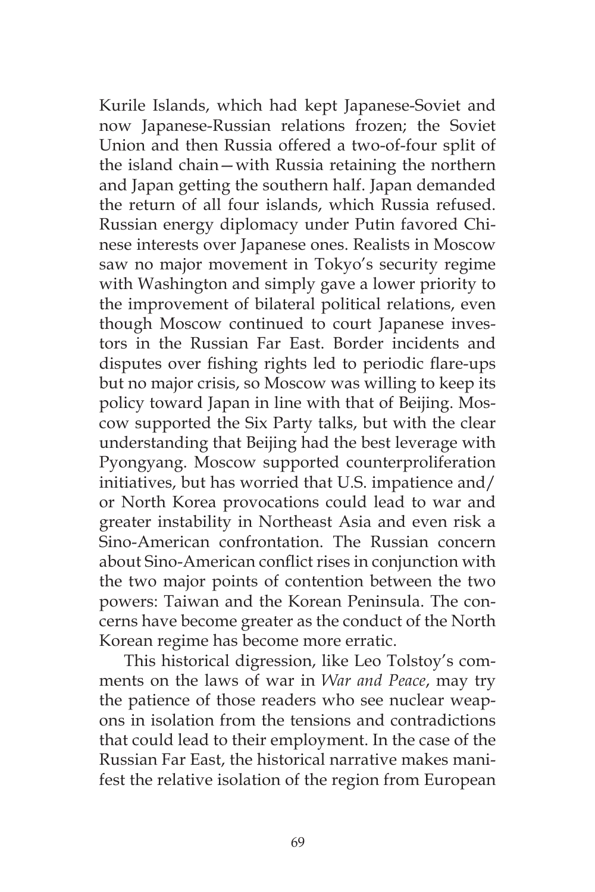Kurile Islands, which had kept Japanese-Soviet and now Japanese-Russian relations frozen; the Soviet Union and then Russia offered a two-of-four split of the island chain—with Russia retaining the northern and Japan getting the southern half. Japan demanded the return of all four islands, which Russia refused. Russian energy diplomacy under Putin favored Chinese interests over Japanese ones. Realists in Moscow saw no major movement in Tokyo's security regime with Washington and simply gave a lower priority to the improvement of bilateral political relations, even though Moscow continued to court Japanese investors in the Russian Far East. Border incidents and disputes over fishing rights led to periodic flare-ups but no major crisis, so Moscow was willing to keep its policy toward Japan in line with that of Beijing. Moscow supported the Six Party talks, but with the clear understanding that Beijing had the best leverage with Pyongyang. Moscow supported counterproliferation initiatives, but has worried that U.S. impatience and/or North Korea provocations could lead to war and greater instability in Northeast Asia and even risk a Sino-American confrontation. The Russian concern about Sino-American conflict rises in conjunction with the two major points of contention between the two powers: Taiwan and the Korean Peninsula. The concerns have become greater as the conduct of the North Korean regime has become more erratic.

This historical digression, like Leo Tolstoy's comments on the laws of war in *War and Peace*, may try the patience of those readers who see nuclear weapons in isolation from the tensions and contradictions that could lead to their employment. In the case of the Russian Far East, the historical narrative makes manifest the relative isolation of the region from European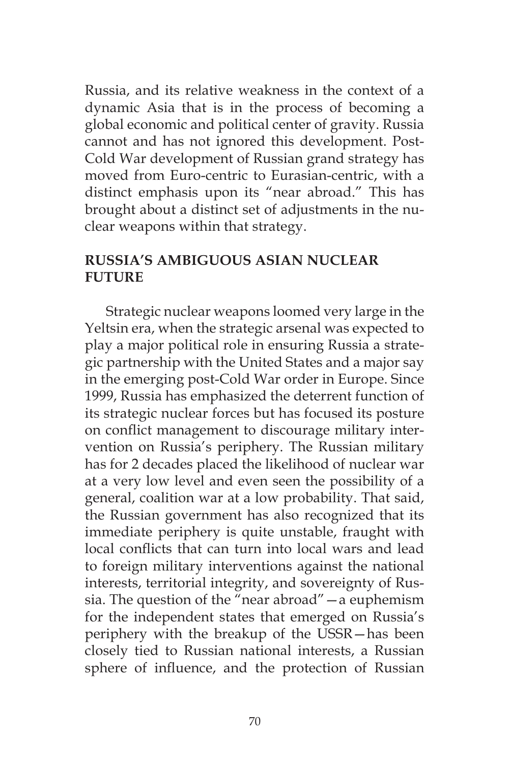Russia, and its relative weakness in the context of a dynamic Asia that is in the process of becoming a global economic and political center of gravity. Russia cannot and has not ignored this development. Post-Cold War development of Russian grand strategy has moved from Euro-centric to Eurasian-centric, with a distinct emphasis upon its "near abroad." This has brought about a distinct set of adjustments in the nuclear weapons within that strategy.

## RUSSIA'S AMBIGUOUS ASIAN NUCLEAR FUTURE

Strategic nuclear weapons loomed very large in the Yeltsin era, when the strategic arsenal was expected to play a major political role in ensuring Russia a strategic partnership with the United States and a major say in the emerging post-Cold War order in Europe. Since 1999, Russia has emphasized the deterrent function of its strategic nuclear forces but has focused its posture on conflict management to discourage military intervention on Russia's periphery. The Russian military has for 2 decades placed the likelihood of nuclear war at a very low level and even seen the possibility of a general, coalition war at a low probability. That said, the Russian government has also recognized that its immediate periphery is quite unstable, fraught with local conflicts that can turn into local wars and lead to foreign military interventions against the national interests, territorial integrity, and sovereignty of Russia. The question of the "near abroad"—a euphemism for the independent states that emerged on Russia's periphery with the breakup of the USSR—has been closely tied to Russian national interests, a Russian sphere of influence, and the protection of Russian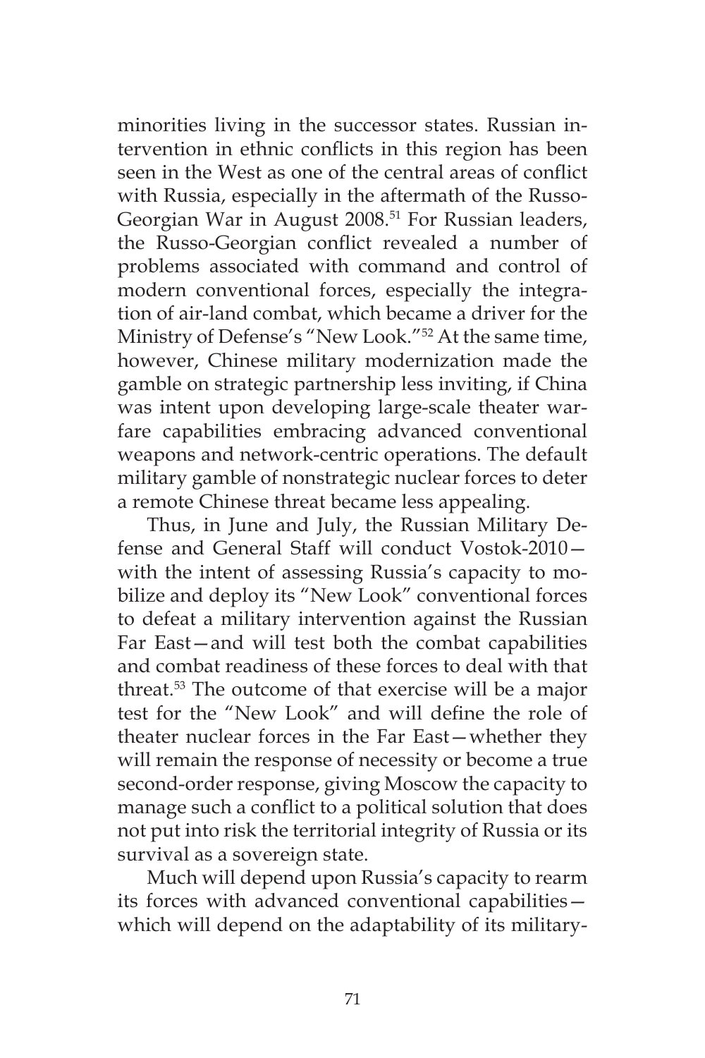minorities living in the successor states. Russian intervention in ethnic conflicts in this region has been seen in the West as one of the central areas of conflict with Russia, especially in the aftermath of the Russo-Georgian War in August 2008.[51] For Russian leaders, the Russo-Georgian conflict revealed a number of problems associated with command and control of modern conventional forces, especially the integration of air-land combat, which became a driver for the Ministry of Defense's "New Look."[52] At the same time, however, Chinese military modernization made the gamble on strategic partnership less inviting, if China was intent upon developing large-scale theater warfare capabilities embracing advanced conventional weapons and network-centric operations. The default military gamble of nonstrategic nuclear forces to deter a remote Chinese threat became less appealing.

Thus, in June and July, the Russian Military Defense and General Staff will conduct Vostok-2010—with the intent of assessing Russia's capacity to mobilize and deploy its "New Look" conventional forces to defeat a military intervention against the Russian Far East—and will test both the combat capabilities and combat readiness of these forces to deal with that threat.[53] The outcome of that exercise will be a major test for the "New Look" and will define the role of theater nuclear forces in the Far East—whether they will remain the response of necessity or become a true second-order response, giving Moscow the capacity to manage such a conflict to a political solution that does not put into risk the territorial integrity of Russia or its survival as a sovereign state.

Much will depend upon Russia's capacity to rearm its forces with advanced conventional capabilities—which will depend on the adaptability of its military-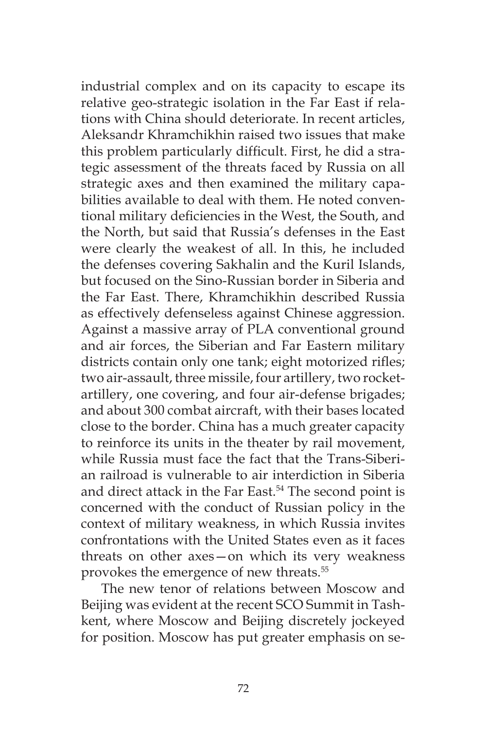industrial complex and on its capacity to escape its relative geo-strategic isolation in the Far East if relations with China should deteriorate. In recent articles, Aleksandr Khramchikhin raised two issues that make this problem particularly difficult. First, he did a strategic assessment of the threats faced by Russia on all strategic axes and then examined the military capabilities available to deal with them. He noted conventional military deficiencies in the West, the South, and the North, but said that Russia's defenses in the East were clearly the weakest of all. In this, he included the defenses covering Sakhalin and the Kuril Islands, but focused on the Sino-Russian border in Siberia and the Far East. There, Khramchikhin described Russia as effectively defenseless against Chinese aggression. Against a massive array of PLA conventional ground and air forces, the Siberian and Far Eastern military districts contain only one tank; eight motorized rifles; two air-assault, three missile, four artillery, two rocket-artillery, one covering, and four air-defense brigades; and about 300 combat aircraft, with their bases located close to the border. China has a much greater capacity to reinforce its units in the theater by rail movement, while Russia must face the fact that the Trans-Siberian railroad is vulnerable to air interdiction in Siberia and direct attack in the Far East.[54] The second point is concerned with the conduct of Russian policy in the context of military weakness, in which Russia invites confrontations with the United States even as it faces threats on other axes—on which its very weakness provokes the emergence of new threats.[55]

The new tenor of relations between Moscow and Beijing was evident at the recent SCO Summit in Tashkent, where Moscow and Beijing discretely jockeyed for position. Moscow has put greater emphasis on se-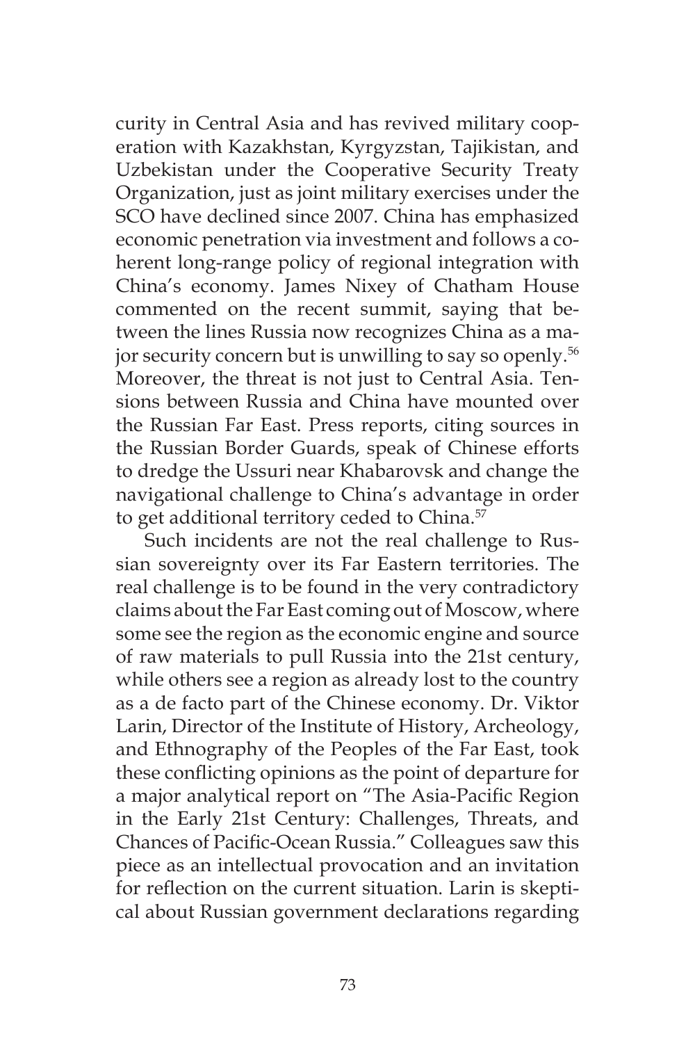curity in Central Asia and has revived military cooperation with Kazakhstan, Kyrgyzstan, Tajikistan, and Uzbekistan under the Cooperative Security Treaty Organization, just as joint military exercises under the SCO have declined since 2007. China has emphasized economic penetration via investment and follows a coherent long-range policy of regional integration with China's economy. James Nixey of Chatham House commented on the recent summit, saying that between the lines Russia now recognizes China as a major security concern but is unwilling to say so openly.[56] Moreover, the threat is not just to Central Asia. Tensions between Russia and China have mounted over the Russian Far East. Press reports, citing sources in the Russian Border Guards, speak of Chinese efforts to dredge the Ussuri near Khabarovsk and change the navigational challenge to China's advantage in order to get additional territory ceded to China.[57]

Such incidents are not the real challenge to Russian sovereignty over its Far Eastern territories. The real challenge is to be found in the very contradictory claims about the Far East coming out of Moscow, where some see the region as the economic engine and source of raw materials to pull Russia into the 21st century, while others see a region as already lost to the country as a de facto part of the Chinese economy. Dr. Viktor Larin, Director of the Institute of History, Archeology, and Ethnography of the Peoples of the Far East, took these conflicting opinions as the point of departure for a major analytical report on "The Asia-Pacific Region in the Early 21st Century: Challenges, Threats, and Chances of Pacific-Ocean Russia." Colleagues saw this piece as an intellectual provocation and an invitation for reflection on the current situation. Larin is skeptical about Russian government declarations regarding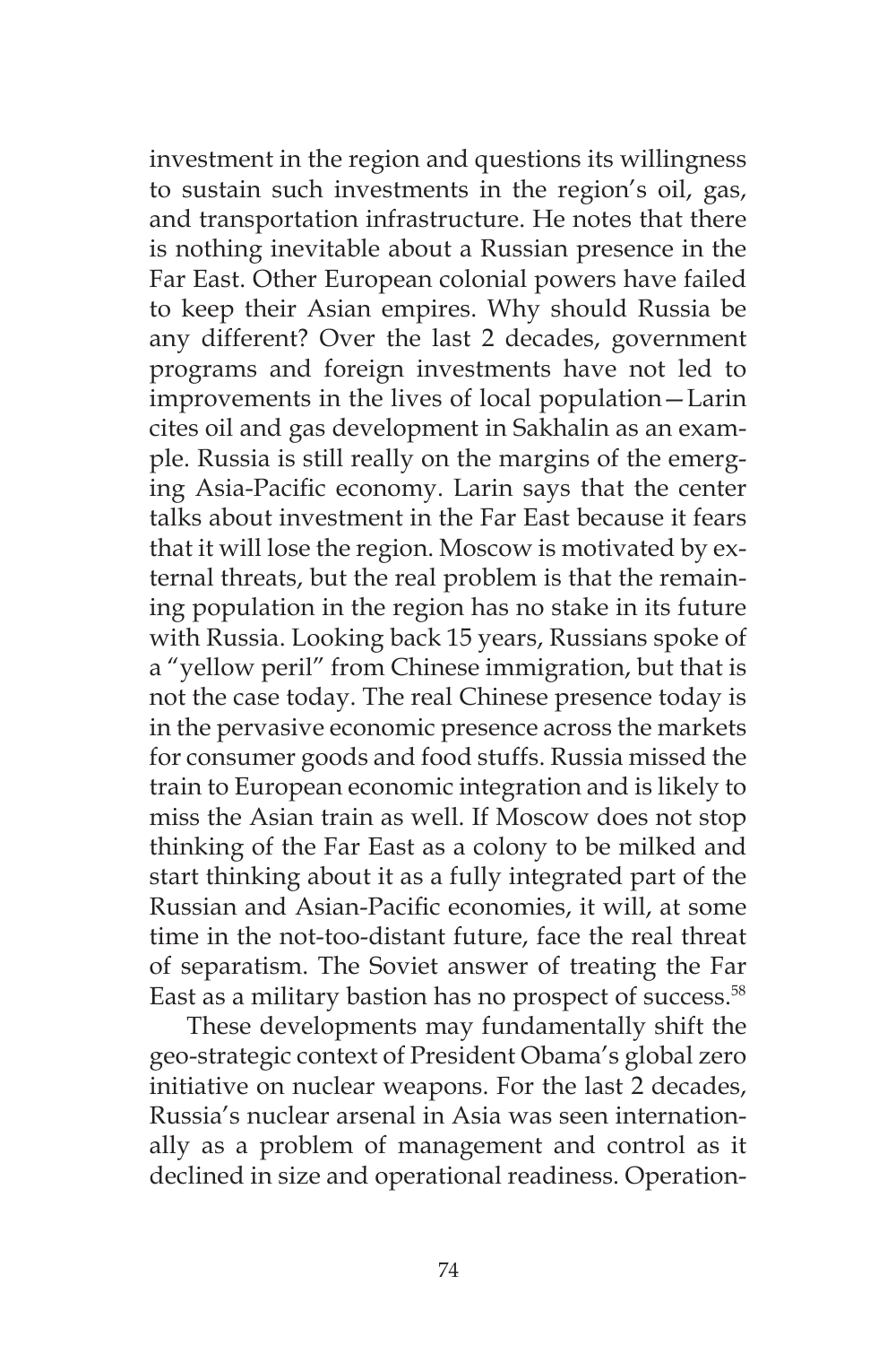investment in the region and questions its willingness to sustain such investments in the region's oil, gas, and transportation infrastructure. He notes that there is nothing inevitable about a Russian presence in the Far East. Other European colonial powers have failed to keep their Asian empires. Why should Russia be any different? Over the last 2 decades, government programs and foreign investments have not led to improvements in the lives of local population—Larin cites oil and gas development in Sakhalin as an example. Russia is still really on the margins of the emerging Asia-Pacific economy. Larin says that the center talks about investment in the Far East because it fears that it will lose the region. Moscow is motivated by external threats, but the real problem is that the remaining population in the region has no stake in its future with Russia. Looking back 15 years, Russians spoke of a "yellow peril" from Chinese immigration, but that is not the case today. The real Chinese presence today is in the pervasive economic presence across the markets for consumer goods and food stuffs. Russia missed the train to European economic integration and is likely to miss the Asian train as well. If Moscow does not stop thinking of the Far East as a colony to be milked and start thinking about it as a fully integrated part of the Russian and Asian-Pacific economies, it will, at some time in the not-too-distant future, face the real threat of separatism. The Soviet answer of treating the Far East as a military bastion has no prospect of success.[58]

These developments may fundamentally shift the geo-strategic context of President Obama's global zero initiative on nuclear weapons. For the last 2 decades, Russia's nuclear arsenal in Asia was seen internationally as a problem of management and control as it declined in size and operational readiness. Operation-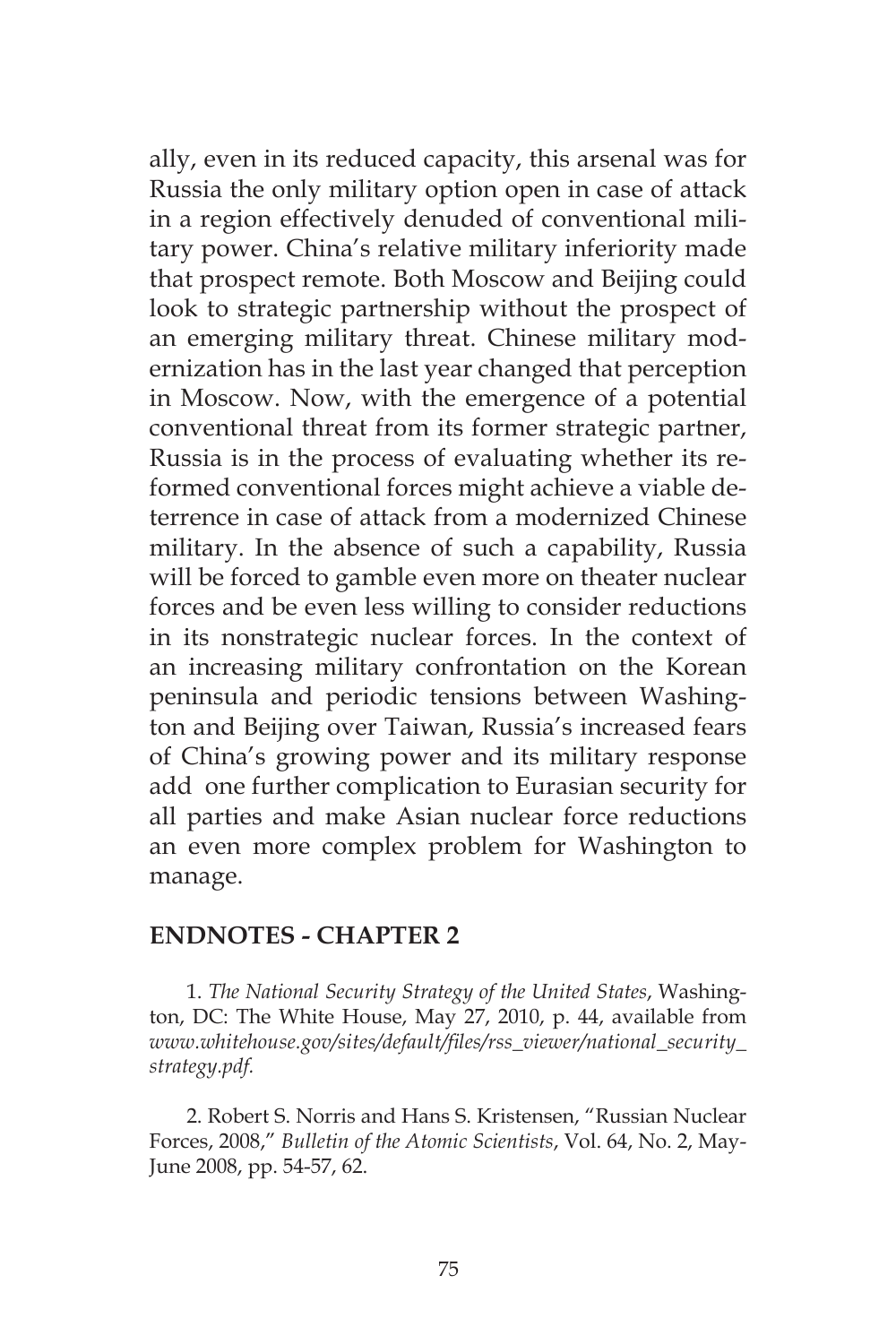ally, even in its reduced capacity, this arsenal was for Russia the only military option open in case of attack in a region effectively denuded of conventional military power. China's relative military inferiority made that prospect remote. Both Moscow and Beijing could look to strategic partnership without the prospect of an emerging military threat. Chinese military modernization has in the last year changed that perception in Moscow. Now, with the emergence of a potential conventional threat from its former strategic partner, Russia is in the process of evaluating whether its reformed conventional forces might achieve a viable deterrence in case of attack from a modernized Chinese military. In the absence of such a capability, Russia will be forced to gamble even more on theater nuclear forces and be even less willing to consider reductions in its nonstrategic nuclear forces. In the context of an increasing military confrontation on the Korean peninsula and periodic tensions between Washington and Beijing over Taiwan, Russia's increased fears of China's growing power and its military response add one further complication to Eurasian security for all parties and make Asian nuclear force reductions an even more complex problem for Washington to manage.

## ENDNOTES - CHAPTER 2

1. *The National Security Strategy of the United States*, Washington, DC: The White House, May 27, 2010, p. 44, available from *www.whitehouse.gov/sites/default/files/rss_viewer/national_security_strategy.pdf.*

2. Robert S. Norris and Hans S. Kristensen, "Russian Nuclear Forces, 2008," *Bulletin of the Atomic Scientists*, Vol. 64, No. 2, May-June 2008, pp. 54-57, 62.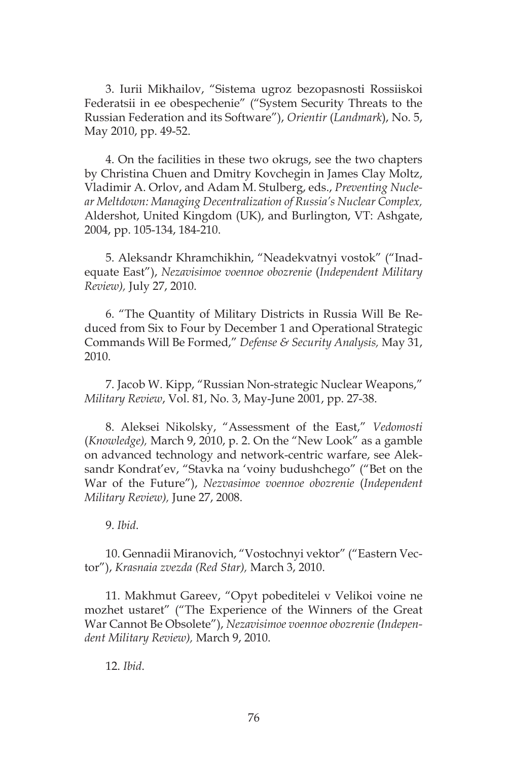3. Iurii Mikhailov, "Sistema ugroz bezopasnosti Rossiiskoi Federatsii in ee obespechenie" ("System Security Threats to the Russian Federation and its Software"), *Orientir* (*Landmark*), No. 5, May 2010, pp. 49-52.

4. On the facilities in these two okrugs, see the two chapters by Christina Chuen and Dmitry Kovchegin in James Clay Moltz, Vladimir A. Orlov, and Adam M. Stulberg, eds., *Preventing Nuclear Meltdown: Managing Decentralization of Russia's Nuclear Complex,* Aldershot, United Kingdom (UK), and Burlington, VT: Ashgate, 2004, pp. 105-134, 184-210.

5. Aleksandr Khramchikhin, "Neadekvatnyi vostok" ("Inadequate East"), *Nezavisimoe voennoe obozrenie* (*Independent Military Review),* July 27, 2010.

6. "The Quantity of Military Districts in Russia Will Be Reduced from Six to Four by December 1 and Operational Strategic Commands Will Be Formed," *Defense & Security Analysis,* May 31, 2010.

7. Jacob W. Kipp, "Russian Non-strategic Nuclear Weapons," *Military Review*, Vol. 81, No. 3, May-June 2001, pp. 27-38.

8. Aleksei Nikolsky, "Assessment of the East," *Vedomosti* (*Knowledge),* March 9, 2010, p. 2. On the "New Look" as a gamble on advanced technology and network-centric warfare, see Aleksandr Kondrat'ev, "Stavka na 'voiny budushchego" ("Bet on the War of the Future"), *Nezvasimoe voennoe obozrenie* (*Independent Military Review),* June 27, 2008.

9. *Ibid*.

10. Gennadii Miranovich, "Vostochnyi vektor" ("Eastern Vector"), *Krasnaia zvezda (Red Star),* March 3, 2010.

11. Makhmut Gareev, "Opyt pobeditelei v Velikoi voine ne mozhet ustaret" ("The Experience of the Winners of the Great War Cannot Be Obsolete"), *Nezavisimoe voennoe obozrenie (Independent Military Review),* March 9, 2010.

12. *Ibid*.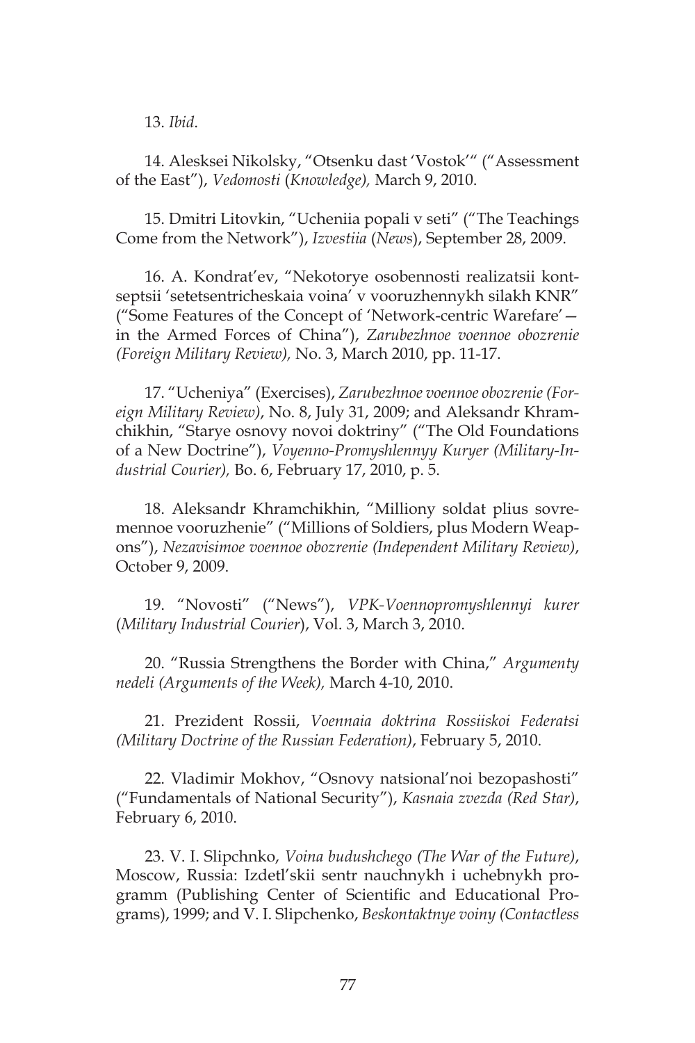13. *Ibid*.

14. Alesksei Nikolsky, "Otsenku dast 'Vostok'" ("Assessment of the East"), *Vedomosti* (*Knowledge),* March 9, 2010.

15. Dmitri Litovkin, "Ucheniia popali v seti" ("The Teachings Come from the Network"), *Izvestiia* (*News*), September 28, 2009.

16. A. Kondrat'ev, "Nekotorye osobennosti realizatsii kontseptsii 'setetsentricheskaia voina' v vooruzhennykh silakh KNR" ("Some Features of the Concept of 'Network-centric Warefare'—in the Armed Forces of China"), *Zarubezhnoe voennoe obozrenie (Foreign Military Review),* No. 3, March 2010, pp. 11-17.

17. "Ucheniya" (Exercises), *Zarubezhnoe voennoe obozrenie (Foreign Military Review)*, No. 8, July 31, 2009; and Aleksandr Khramchikhin, "Starye osnovy novoi doktriny" ("The Old Foundations of a New Doctrine"), *Voyenno-Promyshlennyy Kuryer (Military-Industrial Courier),* Bo. 6, February 17, 2010, p. 5.

18. Aleksandr Khramchikhin, "Milliony soldat plius sovremennoe vooruzhenie" ("Millions of Soldiers, plus Modern Weapons"), *Nezavisimoe voennoe obozrenie (Independent Military Review)*, October 9, 2009.

19. "Novosti" ("News"), *VPK-Voennopromyshlennyi kurer* (*Military Industrial Courier*), Vol. 3, March 3, 2010.

20. "Russia Strengthens the Border with China," *Argumenty nedeli (Arguments of the Week),* March 4-10, 2010.

21. Prezident Rossii, *Voennaia doktrina Rossiiskoi Federatsi (Military Doctrine of the Russian Federation)*, February 5, 2010.

22. Vladimir Mokhov, "Osnovy natsional'noi bezopashosti" ("Fundamentals of National Security"), *Kasnaia zvezda (Red Star)*, February 6, 2010.

23. V. I. Slipchnko, *Voina budushchego (The War of the Future)*, Moscow, Russia: Izdetl'skii sentr nauchnykh i uchebnykh programm (Publishing Center of Scientific and Educational Programs), 1999; and V. I. Slipchenko, *Beskontaktnye voiny (Contactless*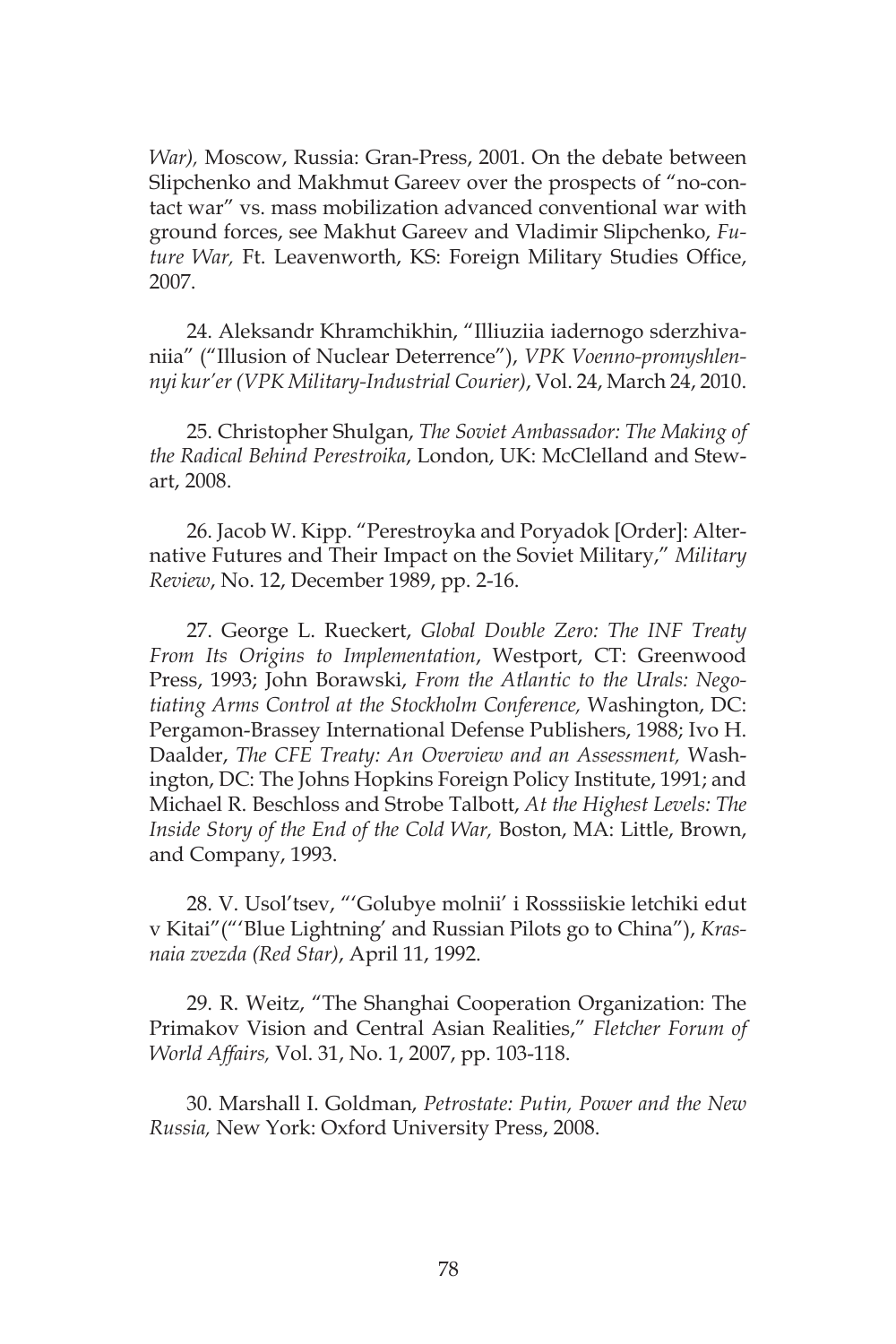*War),* Moscow, Russia: Gran-Press, 2001. On the debate between Slipchenko and Makhmut Gareev over the prospects of "no-contact war" vs. mass mobilization advanced conventional war with ground forces, see Makhut Gareev and Vladimir Slipchenko, *Future War,* Ft. Leavenworth, KS: Foreign Military Studies Office, 2007.

24. Aleksandr Khramchikhin, "Illiuziia iadernogo sderzhivaniia" ("Illusion of Nuclear Deterrence"), *VPK Voenno-promyshlennyi kur'er (VPK Military-Industrial Courier)*, Vol. 24, March 24, 2010.

25. Christopher Shulgan, *The Soviet Ambassador: The Making of the Radical Behind Perestroika*, London, UK: McClelland and Stewart, 2008.

26. Jacob W. Kipp. "Perestroyka and Poryadok [Order]: Alternative Futures and Their Impact on the Soviet Military," *Military Review*, No. 12, December 1989, pp. 2-16.

27. George L. Rueckert, *Global Double Zero: The INF Treaty From Its Origins to Implementation*, Westport, CT: Greenwood Press, 1993; John Borawski, *From the Atlantic to the Urals: Negotiating Arms Control at the Stockholm Conference,* Washington, DC: Pergamon-Brassey International Defense Publishers, 1988; Ivo H. Daalder, *The CFE Treaty: An Overview and an Assessment,* Washington, DC: The Johns Hopkins Foreign Policy Institute, 1991; and Michael R. Beschloss and Strobe Talbott, *At the Highest Levels: The Inside Story of the End of the Cold War,* Boston, MA: Little, Brown, and Company, 1993.

28. V. Usol'tsev, "'Golubye molnii' i Rosssiiskie letchiki edut v Kitai"("'Blue Lightning' and Russian Pilots go to China"), *Krasnaia zvezda (Red Star)*, April 11, 1992.

29. R. Weitz, "The Shanghai Cooperation Organization: The Primakov Vision and Central Asian Realities," *Fletcher Forum of World Affairs,* Vol. 31, No. 1, 2007, pp. 103-118.

30. Marshall I. Goldman, *Petrostate: Putin, Power and the New Russia,* New York: Oxford University Press, 2008.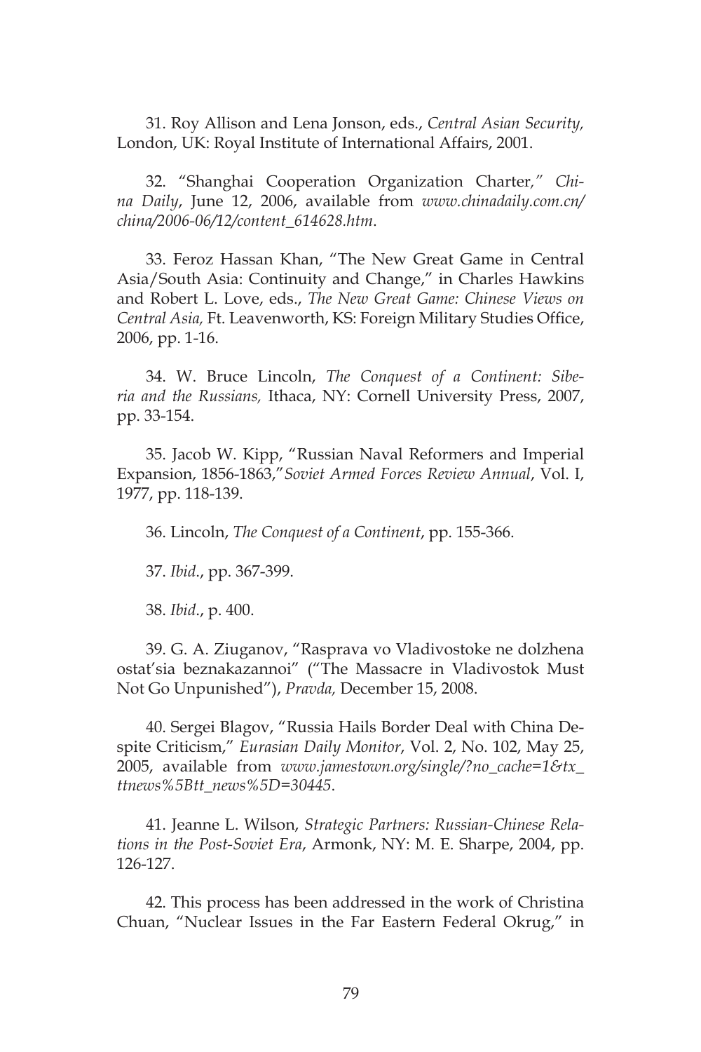31. Roy Allison and Lena Jonson, eds., *Central Asian Security*, London, UK: Royal Institute of International Affairs, 2001.

32. "Shanghai Cooperation Organization Charter," *China Daily*, June 12, 2006, available from *www.chinadaily.com.cn/china/2006-06/12/content_614628.htm*.

33. Feroz Hassan Khan, "The New Great Game in Central Asia/South Asia: Continuity and Change," in Charles Hawkins and Robert L. Love, eds., *The New Great Game: Chinese Views on Central Asia,* Ft. Leavenworth, KS: Foreign Military Studies Office, 2006, pp. 1-16.

34. W. Bruce Lincoln, *The Conquest of a Continent: Siberia and the Russians,* Ithaca, NY: Cornell University Press, 2007, pp. 33-154.

35. Jacob W. Kipp, "Russian Naval Reformers and Imperial Expansion, 1856-1863," *Soviet Armed Forces Review Annual*, Vol. I, 1977, pp. 118-139.

36. Lincoln, *The Conquest of a Continent*, pp. 155-366.

37. *Ibid*., pp. 367-399.

38. *Ibid*., p. 400.

39. G. A. Ziuganov, "Rasprava vo Vladivostoke ne dolzhena ostat'sia beznakazannoi" ("The Massacre in Vladivostok Must Not Go Unpunished"), *Pravda,* December 15, 2008.

40. Sergei Blagov, "Russia Hails Border Deal with China Despite Criticism," *Eurasian Daily Monitor*, Vol. 2, No. 102, May 25, 2005, available from *www.jamestown.org/single/?no_cache=1&tx_ttnews%5Btt_news%5D=30445*.

41. Jeanne L. Wilson, *Strategic Partners: Russian-Chinese Relations in the Post-Soviet Era*, Armonk, NY: M. E. Sharpe, 2004, pp. 126-127.

42. This process has been addressed in the work of Christina Chuan, "Nuclear Issues in the Far Eastern Federal Okrug," in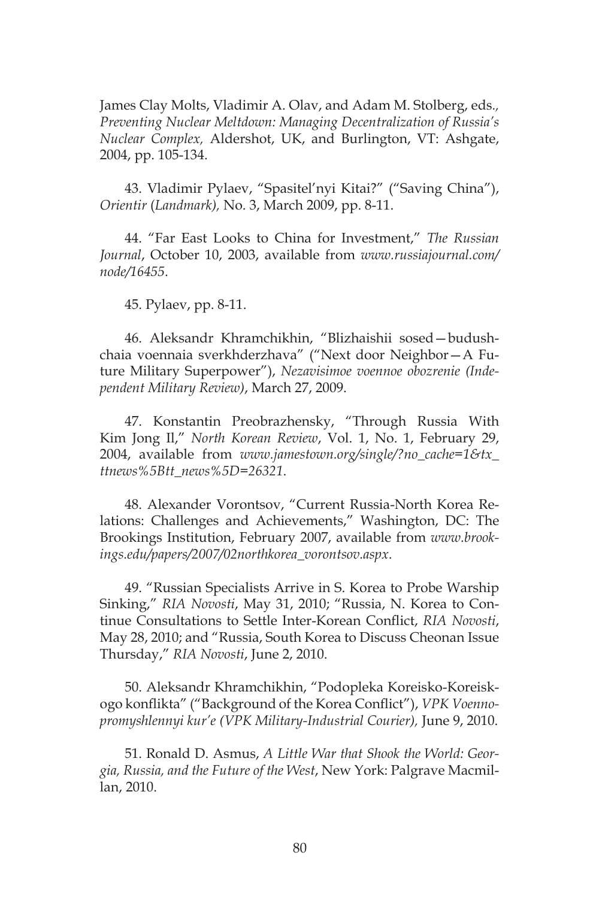James Clay Molts, Vladimir A. Olav, and Adam M. Stolberg, eds., *Preventing Nuclear Meltdown: Managing Decentralization of Russia's Nuclear Complex,* Aldershot, UK, and Burlington, VT: Ashgate, 2004, pp. 105-134.

43. Vladimir Pylaev, "Spasitel'nyi Kitai?" ("Saving China"), *Orientir* (*Landmark),* No. 3, March 2009, pp. 8-11.

44. "Far East Looks to China for Investment," *The Russian Journal*, October 10, 2003, available from *www.russiajournal.com/node/16455*.

45. Pylaev, pp. 8-11.

46. Aleksandr Khramchikhin, "Blizhaishii sosed—budushchaia voennaia sverkhderzhava" ("Next door Neighbor—A Future Military Superpower"), *Nezavisimoe voennoe obozrenie (Independent Military Review)*, March 27, 2009.

47. Konstantin Preobrazhensky, "Through Russia With Kim Jong Il," *North Korean Review*, Vol. 1, No. 1, February 29, 2004, available from *www.jamestown.org/single/?no_cache=1&tx_ttnews%5Btt_news%5D=26321*.

48. Alexander Vorontsov, "Current Russia-North Korea Relations: Challenges and Achievements," Washington, DC: The Brookings Institution, February 2007, available from *www.brookings.edu/papers/2007/02northkorea_vorontsov.aspx*.

49. "Russian Specialists Arrive in S. Korea to Probe Warship Sinking," *RIA Novosti*, May 31, 2010; "Russia, N. Korea to Continue Consultations to Settle Inter-Korean Conflict, *RIA Novosti*, May 28, 2010; and "Russia, South Korea to Discuss Cheonan Issue Thursday," *RIA Novosti*, June 2, 2010.

50. Aleksandr Khramchikhin, "Podopleka Koreisko-Koreiskogo konflikta" ("Background of the Korea Conflict"), *VPK Voenno-promyshlennyi kur'e (VPK Military-Industrial Courier),* June 9, 2010.

51. Ronald D. Asmus, *A Little War that Shook the World: Georgia, Russia, and the Future of the West*, New York: Palgrave Macmillan, 2010.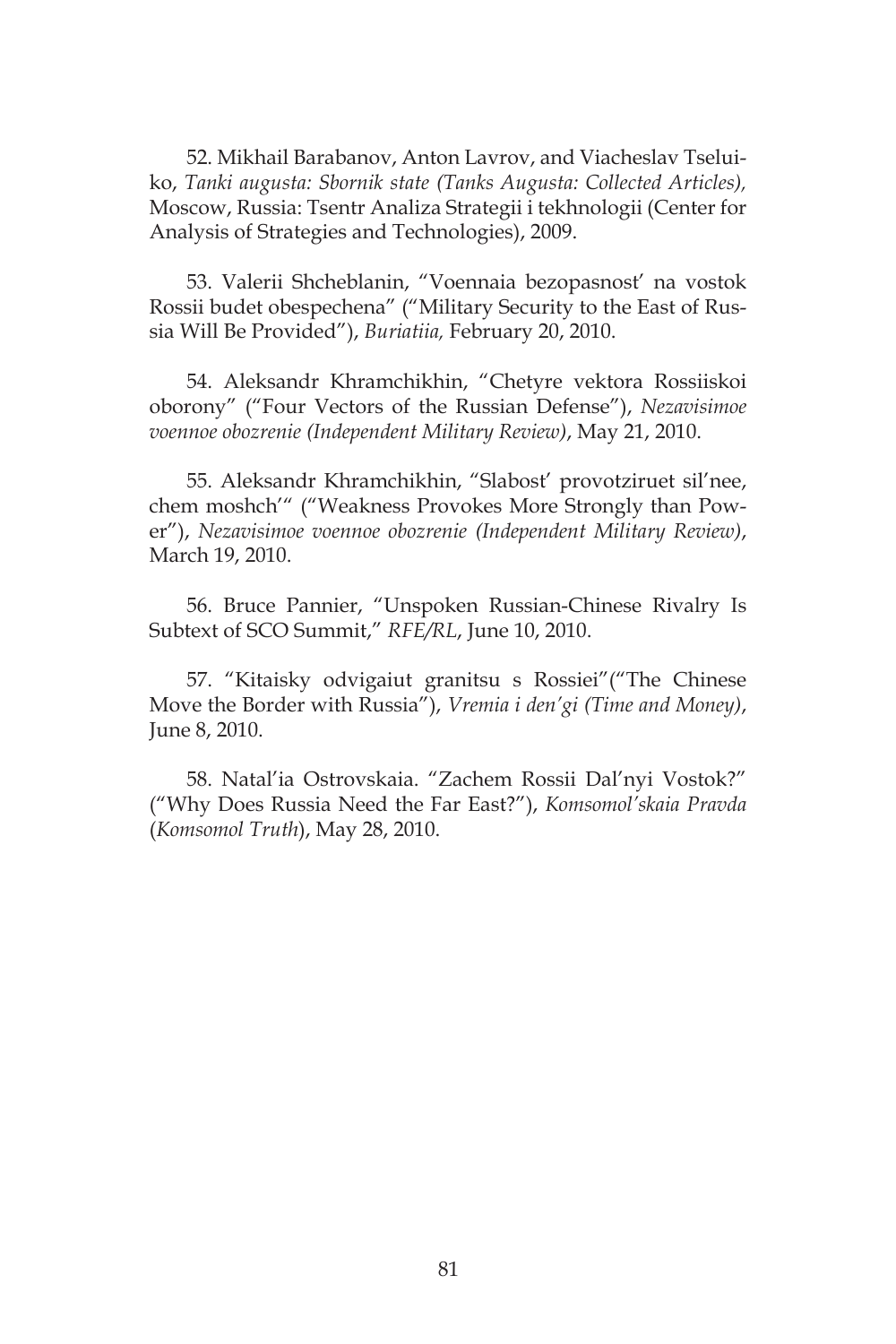52. Mikhail Barabanov, Anton Lavrov, and Viacheslav Tseluiko, *Tanki augusta: Sbornik state (Tanks Augusta: Collected Articles),* Moscow, Russia: Tsentr Analiza Strategii i tekhnologii (Center for Analysis of Strategies and Technologies), 2009.

53. Valerii Shcheblanin, "Voennaia bezopasnost' na vostok Rossii budet obespechena" ("Military Security to the East of Russia Will Be Provided"), *Buriatiia,* February 20, 2010.

54. Aleksandr Khramchikhin, "Chetyre vektora Rossiiskoi oborony" ("Four Vectors of the Russian Defense"), *Nezavisimoe voennoe obozrenie (Independent Military Review)*, May 21, 2010.

55. Aleksandr Khramchikhin, "Slabost' provotziruet sil'nee, chem moshch'" ("Weakness Provokes More Strongly than Power"), *Nezavisimoe voennoe obozrenie (Independent Military Review)*, March 19, 2010.

56. Bruce Pannier, "Unspoken Russian-Chinese Rivalry Is Subtext of SCO Summit," *RFE/RL*, June 10, 2010.

57. "Kitaisky odvigaiut granitsu s Rossiei"("The Chinese Move the Border with Russia"), *Vremia i den'gi (Time and Money)*, June 8, 2010.

58. Natal'ia Ostrovskaia. "Zachem Rossii Dal'nyi Vostok?" ("Why Does Russia Need the Far East?"), *Komsomol'skaia Pravda* (*Komsomol Truth*), May 28, 2010.